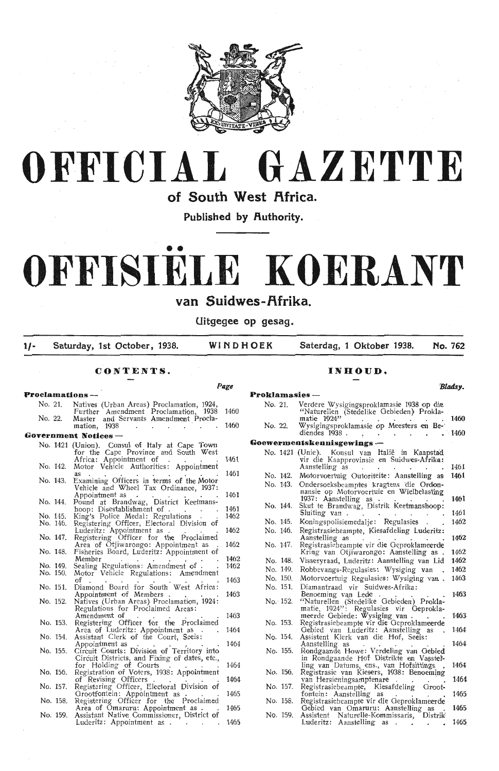# OFFICIAL GAZETTE

## of South West Africa.

**Published by Authority.**

# OFFISIËLE KOERANT

## van Suidwes-Afrika.

**Uitgegee op gesag.**

| 1/- | Saturday, 1st October, 1938. | WINDHOEK | Saterdag, 1 Oktober 1938. | No. 762 |
|---|---|---|---|---|

## CONTENTS.

| | | Page |
|---|---|---|
| **Proclamations —** | | |
| No. 21. | Natives (Urban Areas) Proclamation, 1924, Further Amendment Proclamation, 1938 | 1460 |
| No. 22. | Master and Servants Amendment Proclamation, 1938 | 1460 |
| **Government Notices —** | | |
| No. 1421 | (Union). Consul of Italy at Cape Town for the Cape Province and South West Africa: Appointment of | 1461 |
| No. 142. | Motor Vehicle Authorities: Appointment as | 1461 |
| No. 143. | Examining Officers in terms of the Motor Vehicle and Wheel Tax Ordinance, 1937: Appointment as | 1461 |
| No. 144. | Pound at Brandwag, District Keetmanshoop: Disestablishment of | 1461 |
| No. 145. | King's Police Medal: Regulations | 1462 |
| No. 146. | Registering Officer, Electoral Division of Luderitz: Appointment as | 1462 |
| No. 147. | Registering Officer for the Proclaimed Area of Otjiwarongo: Appointment as | 1462 |
| No. 148. | Fisheries Board, Luderitz: Appointment of Member | 1462 |
| No. 149. | Sealing Regulations: Amendment of | 1462 |
| No. 150. | Motor Vehicle Regulations: Amendment of | 1463 |
| No. 151. | Diamond Board for South West Africa: Appointment of Members | 1463 |
| No. 152. | Natives (Urban Areas) Proclamation, 1924: Regulations for Proclaimed Areas: Amendment of | 1463 |
| No. 153. | Registering Officer for the Proclaimed Area of Luderitz: Appointment as | 1464 |
| No. 154. | Assistant Clerk of the Court, Seeis: Appointment as | 1464 |
| No. 155. | Circuit Courts: Division of Territory into Circuit Districts, and Fixing of dates, etc., for Holding of Courts | 1464 |
| No. 156. | Registration of Voters, 1938: Appointment of Revising Officers | 1464 |
| No. 157. | Registering Officer, Electoral Division of Grootfontein: Appointment as | 1465 |
| No. 158. | Registering Officer for the Proclaimed Area of Omaruru: Appointment as | 1465 |
| No. 159. | Assistant Native Commissioner, District of Luderitz: Appointment as | 1465 |

## INHOUD.

| | | Bladsy. |
|---|---|---|
| **Proklamasies —** | | |
| No. 21. | Verdere Wysigingsproklamasie 1938 op die "Naturellen (Stedelike Gebieden) Proklamatie 1924" | 1460 |
| No. 22. | Wysigingsproklamasie op Meesters en Bediendes 1938 | 1460 |
| **Goewermentskennisgewings —** | | |
| No. 1421 | (Unie). Konsul van Italië in Kaapstad vir die Kaapprovinsie en Suidwes-Afrika: Aanstelling as | 1461 |
| No. 142. | Motorvoertuig Outoriteite: Aanstelling as | 1461 |
| No. 143. | Ondersoeksbeamptes kragtens die Ordonnansie op Motorvoertuie en Wielbelasting 1937: Aanstelling as | 1461 |
| No. 144. | Skut te Brandwag, Distrik Keetmanshoop: Sluiting van | 1461 |
| No. 145. | Koningspolisiemedalje: Regulasies | 1462 |
| No. 146. | Registrasiebeampte, Kiesafdeling Luderitz: Aanstelling as | 1462 |
| No. 147. | Registrasiebeampte vir die Geproklameerde Kring van Otjiwarongo: Aanstelling as | 1462 |
| No. 148. | Visseryraad, Luderitz: Aanstelling van Lid | 1462 |
| No. 149. | Robbevangs-Regulasies: Wysiging van | 1462 |
| No. 150. | Motorvoertuig Regulasies: Wysiging van | 1463 |
| No. 151. | Diamantraad vir Suidwes-Afrika: Benoeming van Lede | 1463 |
| No. 152. | "Naturellen (Stedelike Gebieden) Proklamatie, 1924": Regulasies vir Geproklameerde Gebiede: Wysiging van | 1463 |
| No. 153. | Registrasiebeampte vir die Geproklameerde Gebied van Luderitz: Aanstelling as | 1464 |
| No. 154. | Assistent Klerk van die Hof, Seeis: Aanstelling as | 1464 |
| No. 155. | Rondgaande Howe: Verdeling van Gebied in Rondgaande Hof Distrikte en Vasstelling van Datums, ens., van Hofsittings | 1464 |
| No. 156. | Registrasie van Kiesers, 1938: Benoeming van Hersieningsamptenare | 1464 |
| No. 157. | Registrasiebeampte, Kiesafdeling Grootfontein: Aanstelling as | 1465 |
| No. 158. | Registrasiebeampte vir die Geproklameerde Gebied van Omaruru: Aanstelling as | 1465 |
| No. 159. | Assistent Naturelle-Kommissaris, Distrik Luderitz: Aanstelling as | 1465 |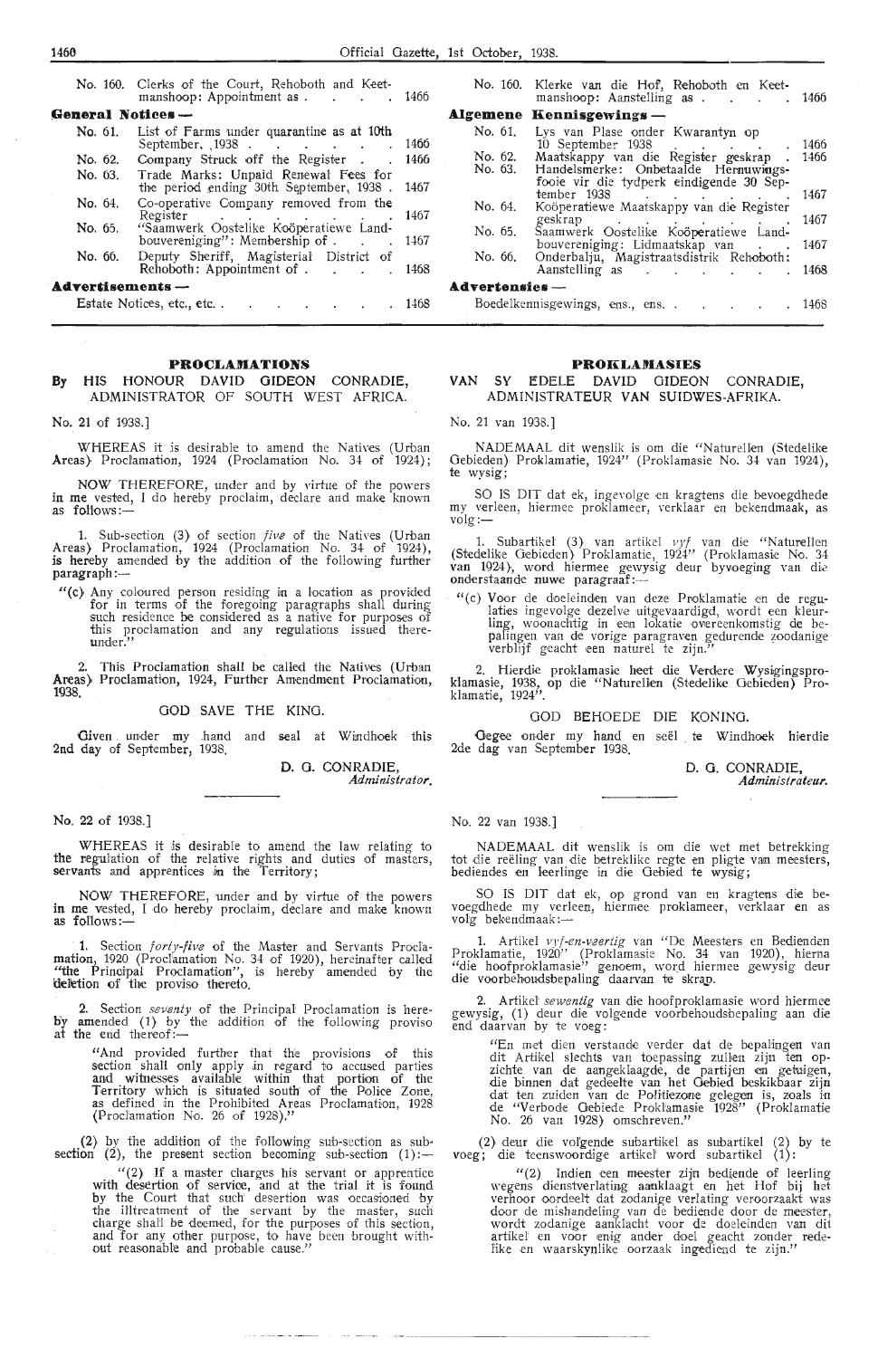| | | |
|---|---|---|
| No. 160. | Clerks of the Court, Rehoboth and Keetmanshoop: Appointment as | 1466 |

**General Notices —**

| | | |
|---|---|---|
| No. 61. | List of Farms under quarantine as at 10th September, 1938 | 1466 |
| No. 62. | Company Struck off the Register | 1466 |
| No. 63. | Trade Marks: Unpaid Renewal Fees for the period ending 30th September, 1938 | 1467 |
| No. 64. | Co-operative Company removed from the Register | 1467 |
| No. 65. | "Saamwerk Oostelike Koöperatiewe Landbouvereniging": Membership of | 1467 |
| No. 66. | Deputy Sheriff, Magisterial District of Rehoboth: Appointment of | 1468 |

**Advertisements —**

| | |
|---|---|
| Estate Notices, etc. | 1468 |

| | | |
|---|---|---|
| No. 160. | Klerke van die Hof, Rehoboth en Keetmanshoop: Aanstelling as | 1466 |

**Algemene Kennisgewings —**

| | | |
|---|---|---|
| No. 61. | Lys van Plase onder Kwarantyn op 10 September 1938 | 1466 |
| No. 62. | Maatskappy van die Register geskrap | 1466 |
| No. 63. | Handelsmerke: Onbetaalde Hernuwingsfooie vir die tydperk eindigende 30 September 1938 | 1467 |
| No. 64. | Koöperatiewe Maatskappy van die Register geskrap | 1467 |
| No. 65. | Saamwerk Oostelike Koöperatiewe Landbouvereniging: Lidmaatskap van | 1467 |
| No. 66. | Onderbalju, Magistraatsdistrik Rehoboth: Aanstelling as | 1468 |

**Advertensies —**

| | |
|---|---|
| Boedelkennisgewings, ens., ens. | 1468 |

## PROCLAMATIONS

**By HIS HONOUR DAVID GIDEON CONRADIE, ADMINISTRATOR OF SOUTH WEST AFRICA.**

No. 21 of 1938.]

WHEREAS it is desirable to amend the Natives (Urban Areas) Proclamation, 1924 (Proclamation No. 34 of 1924);

NOW THEREFORE, under and by virtue of the powers in me vested, I do hereby proclaim, declare and make known as follows:—

1. Sub-section (3) of section *five* of the Natives (Urban Areas) Proclamation, 1924 (Proclamation No. 34 of 1924), is hereby amended by the addition of the following further paragraph:—

"(c) Any coloured person residing in a location as provided for in terms of the foregoing paragraphs shall during such residence be considered as a native for purposes of this proclamation and any regulations issued thereunder."

2. This Proclamation shall be called the Natives (Urban Areas) Proclamation, 1924, Further Amendment Proclamation, 1938.

GOD SAVE THE KING.

Given under my hand and seal at Windhoek this 2nd day of September, 1938.

D. G. CONRADIE,
*Administrator.*

No. 22 of 1938.]

WHEREAS it is desirable to amend the law relating to the regulation of the relative rights and duties of masters, servants and apprentices in the Territory;

NOW THEREFORE, under and by virtue of the powers in me vested, I do hereby proclaim, declare and make known as follows:—

1. Section *forty-five* of the Master and Servants Proclamation, 1920 (Proclamation No. 34 of 1920), hereinafter called "the Principal Proclamation", is hereby amended by the deletion of the proviso thereto.

2. Section *seventy* of the Principal Proclamation is hereby amended (1) by the addition of the following proviso at the end thereof:—

"And provided further that the provisions of this section shall only apply in regard to accused parties and witnesses available within that portion of the Territory which is situated south of the Police Zone, as defined in the Prohibited Areas Proclamation, 1928 (Proclamation No. 26 of 1928)."

(2) by the addition of the following sub-section as subsection (2), the present section becoming sub-section (1):—

"(2) If a master charges his servant or apprentice with desertion of service, and at the trial it is found by the Court that such desertion was occasioned by the illtreatment of the servant by the master, such charge shall be deemed, for the purposes of this section, and for any other purpose, to have been brought without reasonable and probable cause."

## PROKLAMASIES

**VAN SY EDELE DAVID GIDEON CONRADIE, ADMINISTRATEUR VAN SUIDWES-AFRIKA.**

No. 21 van 1938.]

NADEMAAL dit wenslik is om die "Naturellen (Stedelike Gebieden) Proklamatie, 1924" (Proklamasie No. 34 van 1924), te wysig;

SO IS DIT dat ek, ingevolge en kragtens die bevoegdhede my verleen, hiermee proklameer, verklaar en bekendmaak, as volg:—

1. Subartikel (3) van artikel *vyf* van die "Naturellen (Stedelike Gebieden) Proklamatie, 1924" (Proklamasie No. 34 van 1924), word hiermee gewysig deur byvoeging van die onderstaande nuwe paragraaf:—

"(c) Voor de doeleinden van deze Proklamatie en de regulaties ingevolge dezelve uitgevaardigd, wordt een kleurling, woonachtig in een lokatie overeenkomstig de bepalingen van de vorige paragraven gedurende zoodanige verblijf geacht een naturel te zijn."

2. Hierdie proklamasie heet die Verdere Wysigingsproklamasie, 1938, op die "Naturellen (Stedelike Gebieden) Proklamatie, 1924".

GOD BEHOEDE DIE KONING.

Gegee onder my hand en seël te Windhoek hierdie 2de dag van September 1938.

D. G. CONRADIE,
*Administrateur.*

No. 22 van 1938.]

NADEMAAL dit wenslik is om die wet met betrekking tot die reëling van die betreklike regte en pligte van meesters, bediendes en leerlinge in die Gebied te wysig;

SO IS DIT dat ek, op grond van en kragtens die bevoegdhede my verleen, hiermee proklameer, verklaar en as volg bekendmaak:—

1. Artikel *vyf-en-veertig* van "De Meesters en Bedienden Proklamatie, 1920" (Proklamasie No. 34 van 1920), hierna "die hoofproklamasie" genoem, word hiermee gewysig deur die voorbehoudsbepaling daarvan te skrap.

2. Artikel *sewentig* van die hoofproklamasie word hiermee gewysig, (1) deur die volgende voorbehoudsbepaling aan die end daarvan by te voeg:

"En met dien verstande verder dat de bepalingen van dit Artikel slechts van toepassing zullen zijn ten opzichte van de aangeklaagde, de partijen en getuigen, die binnen dat gedeelte van het Gebied beskikbaar zijn dat ten zuiden van de Politiezone gelegen is, zoals in de "Verbode Gebiede Proklamasie 1928" (Proklamatie No. 26 van 1928) omschreven."

(2) deur die volgende subartikel as subartikel (2) by te voeg; die teenswoordige artikel word subartikel (1):

"(2) Indien een meester zijn bediende of leerling wegens dienstverlating aanklaagt en het Hof bij het verhoor oordeelt dat zodanige verlating veroorzaakt was door de mishandeling van de bediende door de meester, wordt zodanige aanklacht voor de doeleinden van dit artikel en voor enig ander doel geacht zonder redelike en waarskynlike oorzaak ingediend te zijn."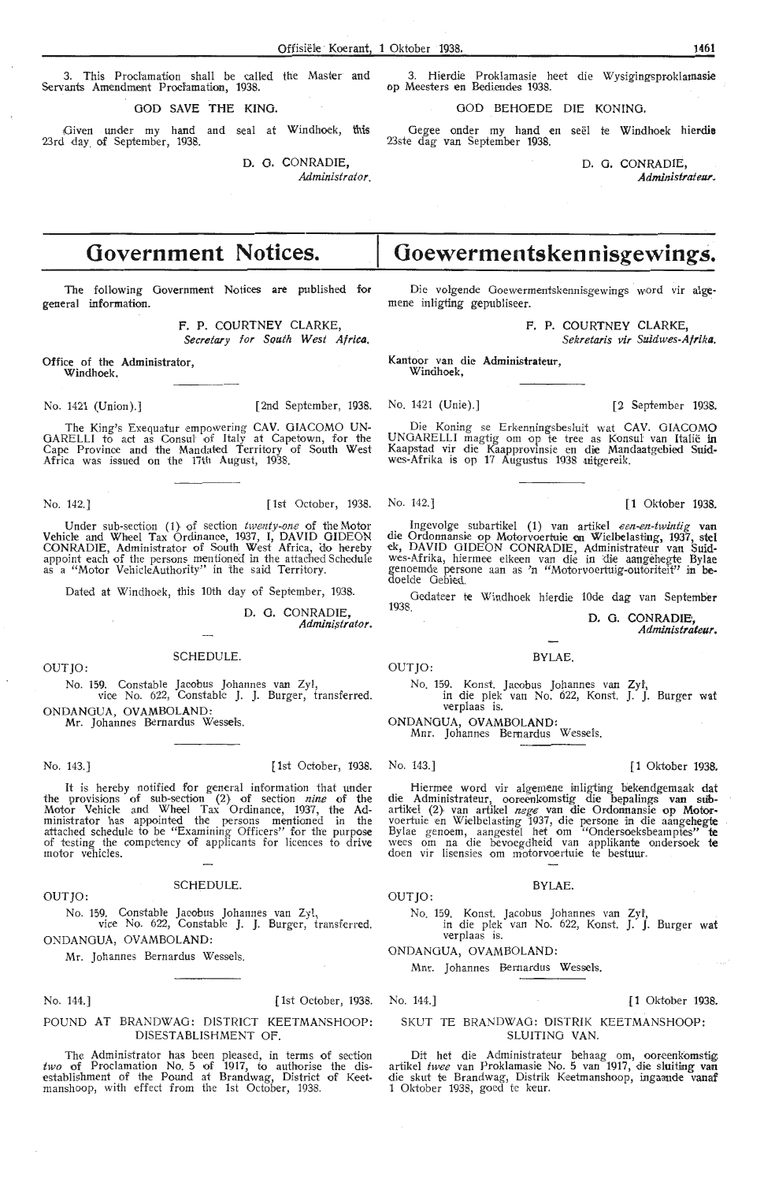3. This Proclamation shall be called the Master and Servants Amendment Proclamation, 1938.

GOD SAVE THE KING.

Given under my hand and seal at Windhoek, this 23rd day of September, 1938.

D. G. CONRADIE,
*Administrator.*

3. Hierdie Proklamasie heet die Wysigingsproklamasie op Meesters en Bediendes 1938.

GOD BEHOEDE DIE KONING.

Gegee onder my hand en seël te Windhoek hierdie 23ste dag van September 1938.

D. G. CONRADIE,
*Administrateur.*

# Government Notices.

The following Government Notices are published for general information.

F. P. COURTNEY CLARKE,
*Secretary for South West Africa.*

Office of the Administrator,
Windhoek.

No. 1421 (Union).] [2nd September, 1938.

The King's Exequatur empowering CAV. GIACOMO UNGARELLI to act as Consul of Italy at Capetown, for the Cape Province and the Mandated Territory of South West Africa was issued on the 17th August, 1938.

No. 142.] [1st October, 1938.

Under sub-section (1) of section *twenty-one* of the Motor Vehicle and Wheel Tax Ordinance, 1937, I, DAVID GIDEON CONRADIE, Administrator of South West Africa, do hereby appoint each of the persons mentioned in the attached Schedule as a "Motor VehicleAuthority" in the said Territory.

Dated at Windhoek, this 10th day of September, 1938.

D. G. CONRADIE,
*Administrator.*

SCHEDULE.

OUTJO:

No. 159. Constable Jacobus Johannes van Zyl, vice No. 622, Constable J. J. Burger, transferred.

ONDANGUA, OVAMBOLAND:

Mr. Johannes Bernardus Wessels.

No. 143.] [1st October, 1938.

It is hereby notified for general information that under the provisions of sub-section (2) of section *nine* of the Motor Vehicle and Wheel Tax Ordinance, 1937, the Administrator has appointed the persons mentioned in the attached schedule to be "Examining Officers" for the purpose of testing the competency of applicants for licences to drive motor vehicles.

SCHEDULE.

OUTJO:

No. 159. Constable Jacobus Johannes van Zyl, vice No. 622, Constable J. J. Burger, transferred.

ONDANGUA, OVAMBOLAND:

Mr. Johannes Bernardus Wessels.

No. 144.] [1st October, 1938.

POUND AT BRANDWAG: DISTRICT KEETMANSHOOP: DISESTABLISHMENT OF.

The Administrator has been pleased, in terms of section *two* of Proclamation No. 5 of 1917, to authorise the disestablishment of the Pound at Brandwag, District of Keetmanshoop, with effect from the 1st October, 1938.

# Goewermentskennisgewings.

Die volgende Goewermentskennisgewings word vir algemene inligting gepubliseer.

F. P. COURTNEY CLARKE,
*Sekretaris vir Suidwes-Afrika.*

Kantoor van die Administrateur,
Windhoek,

No. 1421 (Unie).] [2 September 1938.

Die Koning se Erkenningsbesluit wat CAV. GIACOMO UNGARELLI magtig om op te tree as Konsul van Italië in Kaapstad vir die Kaapprovinsie en die Mandaatgebied Suidwes-Afrika is op 17 Augustus 1938 uitgereik.

No. 142.] [1 Oktober 1938.

Ingevolge subartikel (1) van artikel *een-en-twintig* van die Ordonnansie op Motorvoertuie en Wielbelasting, 1937, stel ek, DAVID GIDEON CONRADIE, Administrateur van Suidwes-Afrika, hiermee elkeen van die in die aangehegte Bylae genoemde persone aan as 'n "Motorvoertuig-outoriteit" in bedoelde Gebied.

Gedateer te Windhoek hierdie 10de dag van September 1938.

D. G. CONRADIE,
*Administrateur.*

BYLAE.

OUTJO:

No. 159. Konst. Jacobus Johannes van Zyl, in die plek van No. 622, Konst. J. J. Burger wat verplaas is.

ONDANGUA, OVAMBOLAND:

Mnr. Johannes Bernardus Wessels.

No. 143.] [1 Oktober 1938.

Hiermee word vir algemene inligting bekendgemaak dat die Administrateur, ooreenkomstig die bepalings van subartikel (2) van artikel *nege* van die Ordonnansie op Motorvoertuie en Wielbelasting 1937, die persone in die aangehegte Bylae genoem, aangestel het om "Ondersoeksbeamptes" te wees om na die bevoegdheid van applikante ondersoek te doen vir lisensies om motorvoertuie te bestuur.

BYLAE.

OUTJO:

No. 159. Konst. Jacobus Johannes van Zyl, in die plek van No. 622, Konst. J. J. Burger wat verplaas is.

ONDANGUA, OVAMBOLAND:

Mnr. Johannes Bernardus Wessels.

No. 144.] [1 Oktober 1938.

SKUT TE BRANDWAG: DISTRIK KEETMANSHOOP: SLUITING VAN.

Dit het die Administrateur behaag om, ooreenkomstig artikel *twee* van Proklamasie No. 5 van 1917, die sluiting van die skut te Brandwag, Distrik Keetmanshoop, ingaande vanaf 1 Oktober 1938, goed te keur.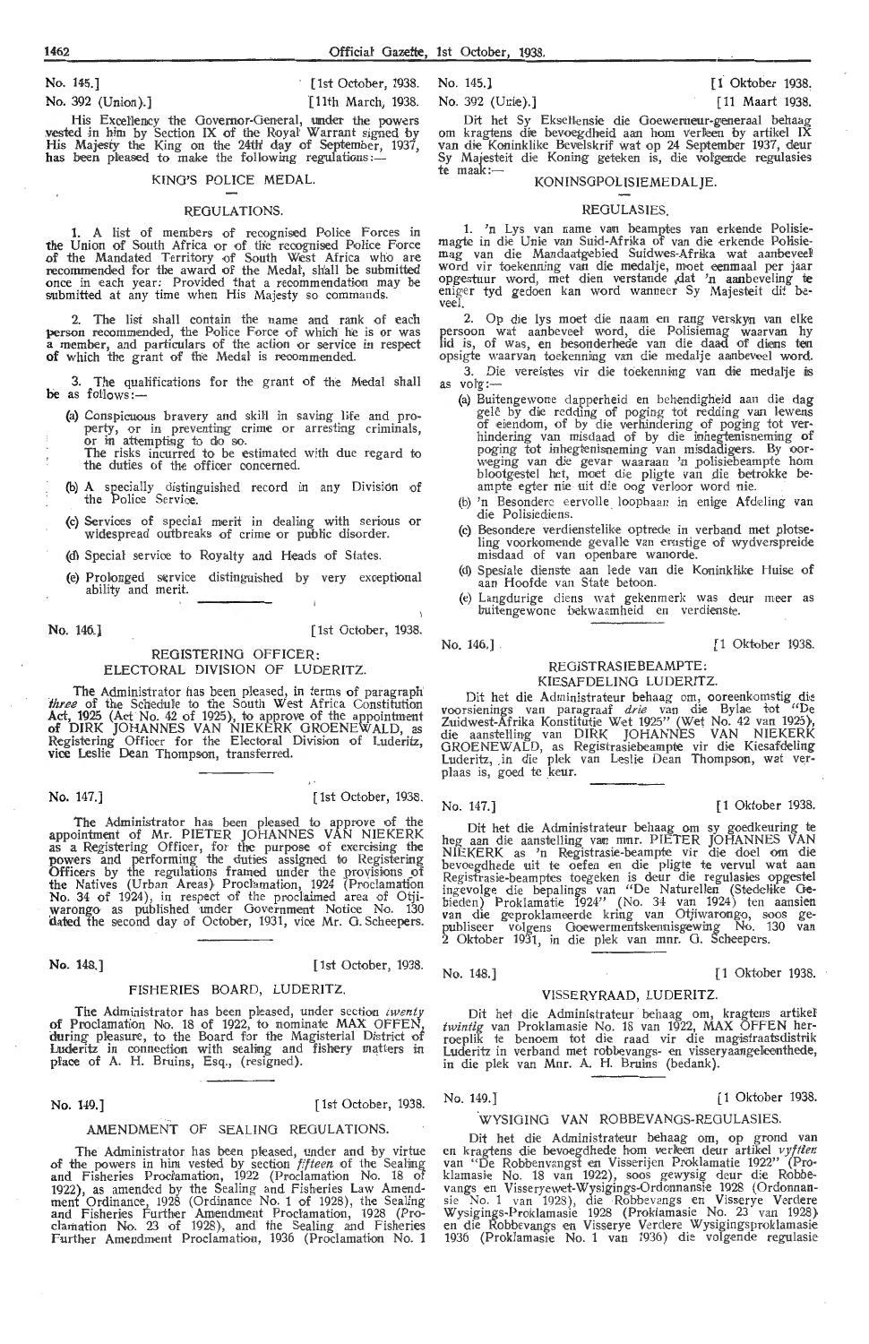No. 145.] [1st October, 1938.

No. 392 (Union).] [11th March, 1938.

His Excellency the Governor-General, under the powers vested in him by Section IX of the Royal Warrant signed by His Majesty the King on the 24th day of September, 1937, has been pleased to make the following regulations:—

## KING'S POLICE MEDAL.

### REGULATIONS.

1. A list of members of recognised Police Forces in the Union of South Africa or of the recognised Police Force of the Mandated Territory of South West Africa who are recommended for the award of the Medal, shall be submitted once in each year: Provided that a recommendation may be submitted at any time when His Majesty so commands.

2. The list shall contain the name and rank of each person recommended, the Police Force of which he is or was a member, and particulars of the action or service in respect of which the grant of the Medal is recommended.

3. The qualifications for the grant of the Medal shall be as follows:—

(a) Conspicuous bravery and skill in saving life and property, or in preventing crime or arresting criminals, or in attempting to do so.
The risks incurred to be estimated with due regard to the duties of the officer concerned.

(b) A specially distinguished record in any Division of the Police Service.

(c) Services of special merit in dealing with serious or widespread outbreaks of crime or public disorder.

(d) Special service to Royalty and Heads of States.

(e) Prolonged service distinguished by very exceptional ability and merit.

No. 146.] [1st October, 1938.

## REGISTERING OFFICER: ELECTORAL DIVISION OF LUDERITZ.

The Administrator has been pleased, in terms of paragraph *three* of the Schedule to the South West Africa Constitution Act, 1925 (Act No. 42 of 1925), to approve of the appointment of DIRK JOHANNES VAN NIEKERK GROENEWALD, as Registering Officer for the Electoral Division of Luderitz, vice Leslie Dean Thompson, transferred.

No. 147.] [1st October, 1938.

The Administrator has been pleased to approve of the appointment of Mr. PIETER JOHANNES VAN NIEKERK as a Registering Officer, for the purpose of exercising the powers and performing the duties assigned to Registering Officers by the regulations framed under the provisions of the Natives (Urban Areas) Proclamation, 1924 (Proclamation No. 34 of 1924), in respect of the proclaimed area of Otjiwarongo as published under Government Notice No. 130 dated the second day of October, 1931, vice Mr. G. Scheepers.

No. 148.] [1st October, 1938.

## FISHERIES BOARD, LUDERITZ.

The Administrator has been pleased, under section *twenty* of Proclamation No. 18 of 1922, to nominate MAX OFFEN, during pleasure, to the Board for the Magisterial District of Luderitz in connection with sealing and fishery matters in place of A. H. Bruins, Esq., (resigned).

No. 149.] [1st October, 1938.

## AMENDMENT OF SEALING REGULATIONS.

The Administrator has been pleased, under and by virtue of the powers in him vested by section *fifteen* of the Sealing and Fisheries Proclamation, 1922 (Proclamation No. 18 of 1922), as amended by the Sealing and Fisheries Law Amendment Ordinance, 1928 (Ordinance No. 1 of 1928), the Sealing and Fisheries Further Amendment Proclamation, 1928 (Proclamation No. 23 of 1928), and the Sealing and Fisheries Further Amendment Proclamation, 1936 (Proclamation No. 1

No. 145.] [1 Oktober 1938.

No. 392 (Unie).] [11 Maart 1938.

Dit het Sy Eksellensie die Goewerneur-generaal behaag om kragtens die bevoegdheid aan hom verleen by artikel IX van die Koninklike Bevelskrif wat op 24 September 1937, deur Sy Majesteit die Koning geteken is, die volgende regulasies te maak:—

## KONINGSPOLISIEMEDALJE.

### REGULASIES.

1. 'n Lys van name van beamptes van erkende Polisiemagte in die Unie van Suid-Afrika of van die erkende Polisiemag van die Mandaatgebied Suidwes-Afrika wat aanbeveel word vir toekenning van die medalje, moet eenmaal per jaar opgestuur word, met dien verstande dat 'n aanbeveling te eniger tyd gedoen kan word wanneer Sy Majesteit dit beveel.

2. Op die lys moet die naam en rang verskyn van elke persoon wat aanbeveel word, die Polisiemag waarvan hy lid is, of was, en besonderhede van die daad of diens ten opsigte waarvan toekenning van die medalje aanbeveel word.

3. Die vereistes vir die toekenning van die medalje is as volg:—

(a) Buitengewone dapperheid en behendigheid aan die dag gelê by die redding of poging tot redding van lewens of eiendom, of by die verhindering of poging tot verhindering van misdaad of by die inhegtenisneming of poging tot inhegtenisneming van misdadigers. By oorweging van die gevar waaraan 'n polisiebeampte hom blootgestel het, moet die pligte van die betrokke beampte egter nie uit die oog verloor word nie.

(b) 'n Besondere eervolle loopbaan in enige Afdeling van die Polisiediens.

(c) Besondere verdienstelike optrede in verband met plotseling voorkomende gevalle van ernstige of wydverspreide misdaad of van openbare wanorde.

(d) Spesiale dienste aan lede van die Koninklike Huise of aan Hoofde van State betoon.

(e) Langdurige diens wat gekenmerk was deur meer as buitengewone bekwaamheid en verdienste.

No. 146.] [1 Oktober 1938.

## REGISTRASIEBEAMPTE: KIESAFDELING LUDERITZ.

Dit het die Administrateur behaag om, ooreenkomstig die voorsienings van paragraaf *drie* van die Bylae tot "De Zuidwest-Afrika Konstitutie Wet 1925" (Wet No. 42 van 1925), die aanstelling van DIRK JOHANNES VAN NIEKERK GROENEWALD, as Registrasiebeampte vir die Kiesafdeling Luderitz, in die plek van Leslie Dean Thompson, wat verplaas is, goed te keur.

No. 147.] [1 Oktober 1938.

Dit het die Administrateur behaag om sy goedkeuring te heg aan die aanstelling van mnr. PIETER JOHANNES VAN NIEKERK as 'n Registrasie-beampte vir die doel om die bevoegdhede uit te oefen en die pligte te vervul wat aan Registrasie-beamptes toegeken is deur die regulasies opgestel ingevolge die bepalings van "De Naturellen (Stedelike Gebieden) Proklamatie 1924" (No. 34 van 1924) ten aansien van die geproklameerde kring van Otjiwarongo, soos gepubliseer volgens Goewermentskennisgewing No. 130 van 2 Oktober 1931, in die plek van mnr. G. Scheepers.

No. 148.] [1 Oktober 1938.

## VISSERYRAAD, LUDERITZ.

Dit het die Administrateur behaag om, kragtens artikel *twintig* van Proklamasie No. 18 van 1922, MAX OFFEN herroeplik te benoem tot die raad vir die magistraatsdistrik Luderitz in verband met robbevangs- en visseryaangeleenthede, in die plek van Mnr. A. H. Bruins (bedank).

No. 149.] [1 Oktober 1938.

## WYSIGING VAN ROBBEVANGS-REGULASIES.

Dit het die Administrateur behaag om, op grond van en kragtens die bevoegdhede hom verleen deur artikel *vyftien* van "De Robbenvangst en Visserijen Proklamatie 1922" (Proklamasie No. 18 van 1922), soos gewysig deur die Robbevangs en Visseryewet-Wysigings-Ordonnansie 1928 (Ordonnansie No. 1 van 1928), die Robbevangs en Visserye Verdere Wysigings-Proklamasie 1928 (Proklamasie No. 23 van 1928) en die Robbevangs en Visserye Verdere Wysigingsproklamasie 1936 (Proklamasie No. 1 van 1936) die volgende regulasie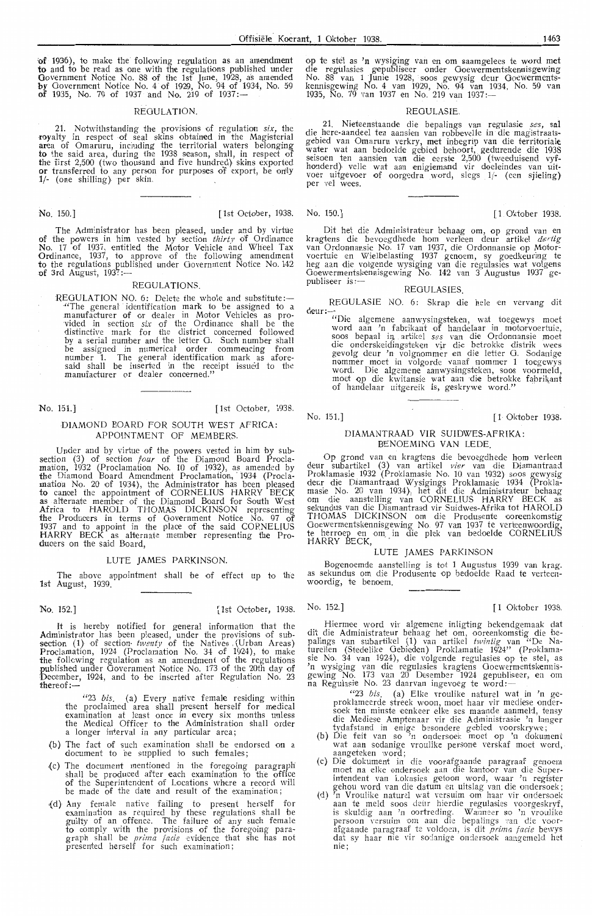of 1936), to make the following regulation as an amendment to and to be read as one with the regulations published under Government Notice No. 88 of the 1st June, 1928, as amended by Government Notice No. 4 of 1929, No. 94 of 1934, No. 59 of 1935, No. 79 of 1937 and No. 219 of 1937:—

## REGULATION.

21. Notwithstanding the provisions of regulation *six*, the royalty in respect of seal skins obtained in the Magisterial area of Omaruru, including the territorial waters belonging to the said area, during the 1938 season, shall, in respect of the first 2,500 (two thousand and five hundred) skins exported or transferred to any person for purposes of export, be only 1/- (one shilling) per skin.

---

No. 150.] [1st October, 1938.

The Administrator has been pleased, under and by virtue of the powers in him vested by section *thirty* of Ordinance No. 17 of 1937, entitled the Motor Vehicle and Wheel Tax Ordinance, 1937, to approve of the following amendment to the regulations published under Government Notice No. 142 of 3rd August, 1937:—

## REGULATIONS.

REGULATION NO. 6: Delete the whole and substitute:— "The general identification mark to be assigned to a manufacturer of or dealer in Motor Vehicles as provided in section *six* of the Ordinance shall be the distinctive mark for the district concerned followed by a serial number and the letter G. Such number shall be assigned in numerical order commencing from number 1. The general identification mark as aforesaid shall be inserted in the receipt issued to the manufacturer or dealer concerned."

---

No. 151.] [1st October, 1938.

## DIAMOND BOARD FOR SOUTH WEST AFRICA: APPOINTMENT OF MEMBERS.

Under and by virtue of the powers vested in him by subsection (3) of section *four* of the Diamond Board Proclamation, 1932 (Proclamation No. 10 of 1932), as amended by the Diamond Board Amendment Proclamation, 1934 (Proclamation No. 20 of 1934), the Administrator has been pleased to cancel the appointment of CORNELIUS HARRY BECK as alternate member of the Diamond Board for South West Africa to HAROLD THOMAS DICKINSON representing the Producers in terms of Government Notice No. 97 of 1937 and to appoint in the place of the said CORNELIUS HARRY BECK as alternate member representing the Producers on the said Board,

LUTE JAMES PARKINSON.

The above appointment shall be of effect up to the 1st August, 1939.

---

No. 152.] [1st October, 1938.

It is hereby notified for general information that the Administrator has been pleased, under the provisions of subsection (1) of section *twenty* of the Natives (Urban Areas) Proclamation, 1924 (Proclamation No. 34 of 1924), to make the following regulation as an amendment of the regulations published under Government Notice No. 173 of the 20th day of December, 1924, and to be inserted after Regulation No. 23 thereof:—

"23 *bis*. (a) Every native female residing within the proclaimed area shall present herself for medical examination at least once in every six months unless the Medical Officer to the Administration shall order a longer interval in any particular area;

(b) The fact of such examination shall be endorsed on a document to be supplied to such females;

(c) The document mentioned in the foregoing paragraph shall be produced after each examination to the office of the Superintendent of Locations where a record will be made of the date and result of the examination;

(d) Any female native failing to present herself for examination as required by these regulations shall be guilty of an offence. The failure of any such female to comply with the provisions of the foregoing paragraph shall be *prima facie* evidence that she has not presented herself for such examination;

op te stel as 'n wysiging van en om saamgelees te word met die regulasies gepubliseer onder Goewermentskennisgewing No. 88 van 1 Junie 1928, soos gewysig deur Goewermentskennisgewing No. 4 van 1929, No. 94 van 1934, No. 59 van 1935, No. 79 van 1937 en No. 219 van 1937:—

## REGULASIE.

21. Nieteenstaande die bepalings van regulasie *ses*, sal die here-aandeel ten aansien van robbevelle in die magistraatsgebied van Omaruru verkry, met inbegrip van die territoriale water wat aan bedoelde gebied behoort, gedurende die 1938 seisoen ten aansien van die eerste 2,500 (tweeduisend vyfhonderd) velle wat aan enigiemand vir doeleindes van uitvoer uitgevoer of oorgedra word, slegs 1/- (een sjieling) per vel wees.

---

No. 150.] [1 Oktober 1938.

Dit het die Administrateur behaag om, op grond van en kragtens die bevoegdhede hom verleen deur artikel *dertig* van Ordonnansie No. 17 van 1937, die Ordonnansie op Motorvoertuie en Wielbelasting 1937 genoem, sy goedkeuring te heg aan die volgende wysiging van die regulasies wat volgens Goewermentskennisgewing No. 142 van 3 Augustus 1937 gepubliseer is:—

## REGULASIES.

REGULASIE NO. 6: Skrap die hele en vervang dit deur:—

"Die algemene aanwysingsteken, wat toegewys moet word aan 'n fabrikant of handelaar in motorvoertuie, soos bepaal in artikel *ses* van die Ordonnansie moet die onderskeidingsteken vir die betrokke distrik wees gevolg deur 'n volgnommer en die letter G. Sodanige nommer moet in volgorde vanaf nommer 1 toegewys word. Die algemene aanwysingsteken, soos voormeld, moet op die kwitansie wat aan die betrokke fabrikant of handelaar uitgereik is, geskrywe word."

---

No. 151.] [1 Oktober 1938.

## DIAMANTRAAD VIR SUIDWES-AFRIKA: BENOEMING VAN LEDE.

Op grond van en kragtens die bevoegdhede hom verleen deur subartikel (3) van artikel *vier* van die Diamantraad Proklamasie 1932 (Proklamasie No. 10 van 1932) soos gewysig deur die Diamantraad Wysigings Proklamasie 1934 (Proklamasie No. 20 van 1934), het dit die Administrateur behaag om die aanstelling van CORNELIUS HARRY BECK as sekundus van die Diamantraad vir Suidwes-Afrika tot HAROLD THOMAS DICKINSON om die Produsente ooreenkomstig Goewermentskennisgewing No. 97 van 1937 te verteenwoordig, te herroep en om in die plek van bedoelde CORNELIUS HARRY BECK,

LUTE JAMES PARKINSON

Bogenoemde aanstelling is tot 1 Augustus 1939 van krag. as sekundus om die Produsente op bedoelde Raad te verteenwoordig, te benoem.

---

No. 152.] [1 Oktober 1938.

Hiermee word vir algemene inligting bekendgemaak dat dit die Administrateur behaag het om, ooreenkomstig die bepalings van subartikel (1) van artikel *twintig* van "De Naturellen (Stedelike Gebieden) Proklamatie 1924" (Proklamasie No. 34 van 1924), die volgende regulasies op te stel, as 'n wysiging van die regulasies kragtens Goewermentskennisgewing No. 173 van 20 Desember 1924 gepubliseer, en om na Regulasie No. 23 daarvan ingevoeg te word:—

"23 *bis*. (a) Elke vroulike naturel wat in 'n geproklameerde streek woon, moet haar vir mediese ondersoek ten minste eenkeer elke ses maande aanmeld, tensy die Mediese Amptenaar vir die Administrasie 'n langer tydafstand in enige besondere gebied voorskrywe;

(b) Die feit van so 'n ondersoek moet op 'n dokument wat aan sodanige vroulike persone verskaf moet word, aangeteken word;

(c) Die dokument in die voorafgaande paragraaf genoem moet na elke ondersoek aan die kantoor van die Superintendent van Lokasies getoon word, waar 'n register gehou word van die datum en uitslag van die ondersoek;

(d) 'n Vroulike naturel wat versuim om haar vir ondersoek aan te meld soos deur hierdie regulasies voorgeskryf, is skuldig aan 'n oortreding. Wanneer so 'n vroulike persoon versuim om aan die bepalings van die voorafgaande paragraaf te voldoen, is dit *prima facie* bewys dat sy haar nie vir sodanige ondersoek aangemeld het nie;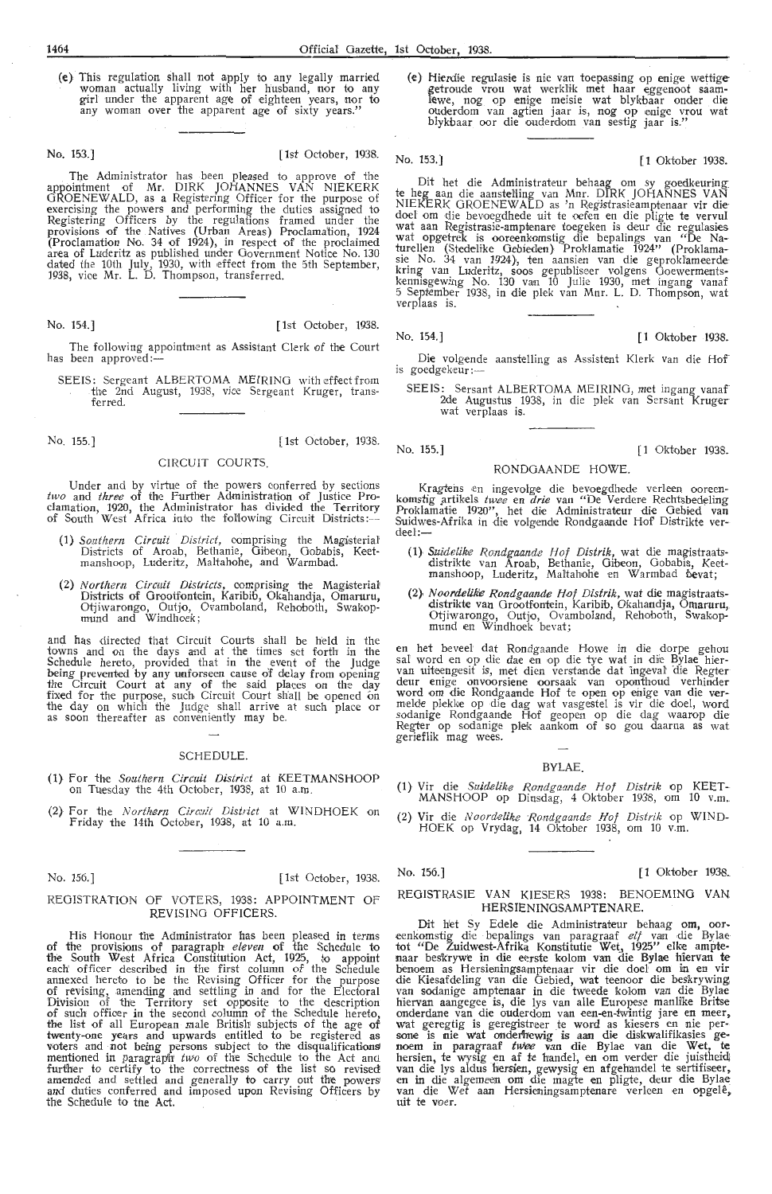(e) This regulation shall not apply to any legally married woman actually living with her husband, nor to any girl under the apparent age of eighteen years, nor to any woman over the apparent age of sixty years."

No. 153.] [1st October, 1938.

The Administrator has been pleased to approve of the appointment of Mr. DIRK JOHANNES VAN NIEKERK GROENEWALD, as a Registering Officer for the purpose of exercising the powers and performing the duties assigned to Registering Officers by the regulations framed under the provisions of the Natives (Urban Areas) Proclamation, 1924 (Proclamation No. 34 of 1924), in respect of the proclaimed area of Luderitz as published under Government Notice No. 130 dated the 10th July, 1930, with effect from the 5th September, 1938, vice Mr. L. D. Thompson, transferred.

No. 154.] [1st October, 1938.

The following appointment as Assistant Clerk of the Court has been approved:—

SEEIS: Sergeant ALBERTOMA MEIRING with effect from the 2nd August, 1938, vice Sergeant Kruger, transferred.

No. 155.] [1st October, 1938.

## CIRCUIT COURTS.

Under and by virtue of the powers conferred by sections *two* and *three* of the Further Administration of Justice Proclamation, 1920, the Administrator has divided the Territory of South West Africa into the following Circuit Districts:—

(1) *Southern Circuit District*, comprising the Magisterial Districts of Aroab, Bethanie, Gibeon, Gobabis, Keetmanshoop, Luderitz, Maltahohe, and Warmbad.

(2) *Northern Circuit Districts*, comprising the Magisterial Districts of Grootfontein, Karibib, Okahandja, Omaruru, Otjiwarongo, Outjo, Ovamboland, Rehoboth, Swakopmund and Windhoek;

and has directed that Circuit Courts shall be held in the towns and on the days and at the times set forth in the Schedule hereto, provided that in the event of the Judge being prevented by any unforseen cause of delay from opening the Circuit Court at any of the said places on the day fixed for the purpose, such Circuit Court shall be opened on the day on which the Judge shall arrive at such place or as soon thereafter as conveniently may be.

### SCHEDULE.

(1) For the *Southern Circuit District* at KEETMANSHOOP on Tuesday the 4th October, 1938, at 10 a.m.

(2) For the *Northern Circuit District* at WINDHOEK on Friday the 14th October, 1938, at 10 a.m.

No. 156.] [1st October, 1938.

## REGISTRATION OF VOTERS, 1938: APPOINTMENT OF REVISING OFFICERS.

His Honour the Administrator has been pleased in terms of the provisions of paragraph *eleven* of the Schedule to the South West Africa Constitution Act, 1925, to appoint each officer described in the first column of the Schedule annexed hereto to be the Revising Officer for the purpose of revising, amending and settling in and for the Electoral Division of the Territory set opposite to the description of such officer in the second column of the Schedule hereto, the list of all European male British subjects of the age of twenty-one years and upwards entitled to be registered as voters and not being persons subject to the disqualifications mentioned in paragraph *two* of the Schedule to the Act and further to certify to the correctness of the list so revised amended and settled and generally to carry out the powers and duties conferred and imposed upon Revising Officers by the Schedule to the Act.

(e) Hierdie regulasie is nie van toepassing op enige wettige getroude vrou wat werklik met haar eggenoot saamlewe, nog op enige meisie wat blykbaar onder die ouderdom van agtien jaar is, nog op enige vrou wat blykbaar oor die ouderdom van sestig jaar is."

No. 153.] [1 Oktober 1938.

Dit het die Administrateur behaag om sy goedkeuring te heg aan die aanstelling van Mnr. DIRK JOHANNES VAN NIEKERK GROENEWALD as 'n Registrasieamptenaar vir die doel om die bevoegdhede uit te oefen en die pligte te vervul wat aan Registrasie-amptenare toegeken is deur die regulasies wat opgetrek is ooreenkomstig die bepalings van "De Naturellen (Stedelike Gebieden) Proklamatie 1924" (Proklamasie No. 34 van 1924), ten aansien van die geproklameerde kring van Luderitz, soos gepubliseer volgens Goewermentskennisgewing No. 130 van 10 Julie 1930, met ingang vanaf 5 September 1938, in die plek van Mnr. L. D. Thompson, wat verplaas is.

No. 154.] [1 Oktober 1938.

Die volgende aanstelling as Assistent Klerk van die Hof is goedgekeur:—

SEEIS: Sersant ALBERTOMA MEIRING, met ingang vanaf 2de Augustus 1938, in die plek van Sersant Kruger wat verplaas is.

No. 155.] [1 Oktober 1938.

## RONDGAANDE HOWE.

Kragtens en ingevolge die bevoegdhede verleen ooreenkomstig artikels *twee* en *drie* van "De Verdere Rechtsbedeling Proklamatie 1920", het die Administrateur die Gebied van Suidwes-Afrika in die volgende Rondgaande Hof Distrikte verdeel:—

(1) *Suidelike Rondgaande Hof Distrik*, wat die magistraatsdistrikte van Aroab, Bethanie, Gibeon, Gobabis, Keetmanshoop, Luderitz, Maltahohe en Warmbad bevat;

(2) *Noordelike Rondgaande Hof Distrik*, wat die magistraatsdistrikte van Grootfontein, Karibib, Okahandja, Omaruru, Otjiwarongo, Outjo, Ovamboland, Rehoboth, Swakopmund en Windhoek bevat;

en het beveel dat Rondgaande Howe in die dorpe gehou sal word en op die dae en op die tye wat in die Bylae hiervan uiteengesit is, met dien verstande dat ingeval die Regter deur enige onvoorsiene oorsaak van oponthoud verhinder word om die Rondgaande Hof te open op enige van die vermelde plekke op die dag wat vasgestel is vir die doel, word sodanige Rondgaande Hof geopen op die dag waarop die Regter op sodanige plek aankom of so gou daarna as wat gerieflik mag wees.

### BYLAE.

(1) Vir die *Suidelike Rondgaande Hof Distrik* op KEETMANSHOOP op Dinsdag, 4 Oktober 1938, om 10 v.m.

(2) Vir die *Noordelike Rondgaande Hof Distrik* op WINDHOEK op Vrydag, 14 Oktober 1938, om 10 v.m.

No. 156.] [1 Oktober 1938.

## REGISTRASIE VAN KIESERS 1938: BENOEMING VAN HERSIENINGSAMPTENARE.

Dit het Sy Edele die Administrateur behaag om, ooreenkomstig die bepalings van paragraaf *elf* van die Bylae tot "De Zuidwest-Afrika Konstitutie Wet, 1925" elke amptenaar beskrywe in die eerste kolom van die Bylae hiervan te benoem as Hersieningsamptenaar vir die doel om in en vir die Kiesafdeling van die Gebied, wat teenoor die beskrywing van sodanige amptenaar in die tweede kolom van die Bylae hiervan aangegee is, die lys van alle Europese manlike Britse onderdane van die ouderdom van een-en-twintig jare en meer, wat geregtig is geregistreer te word as kiesers en nie persone is nie wat onderhewig is aan die diskwalifikasies genoem in paragraaf *twee* van die Bylae van die Wet, te hersien, te wysig en af te handel, en om verder die juistheid van die lys aldus hersien, gewysig en afgehandel te sertifiseer, en in die algemeen om die magte en pligte, deur die Bylae van die Wet aan Hersieningsamptenare verleen en opgelê, uit te voer.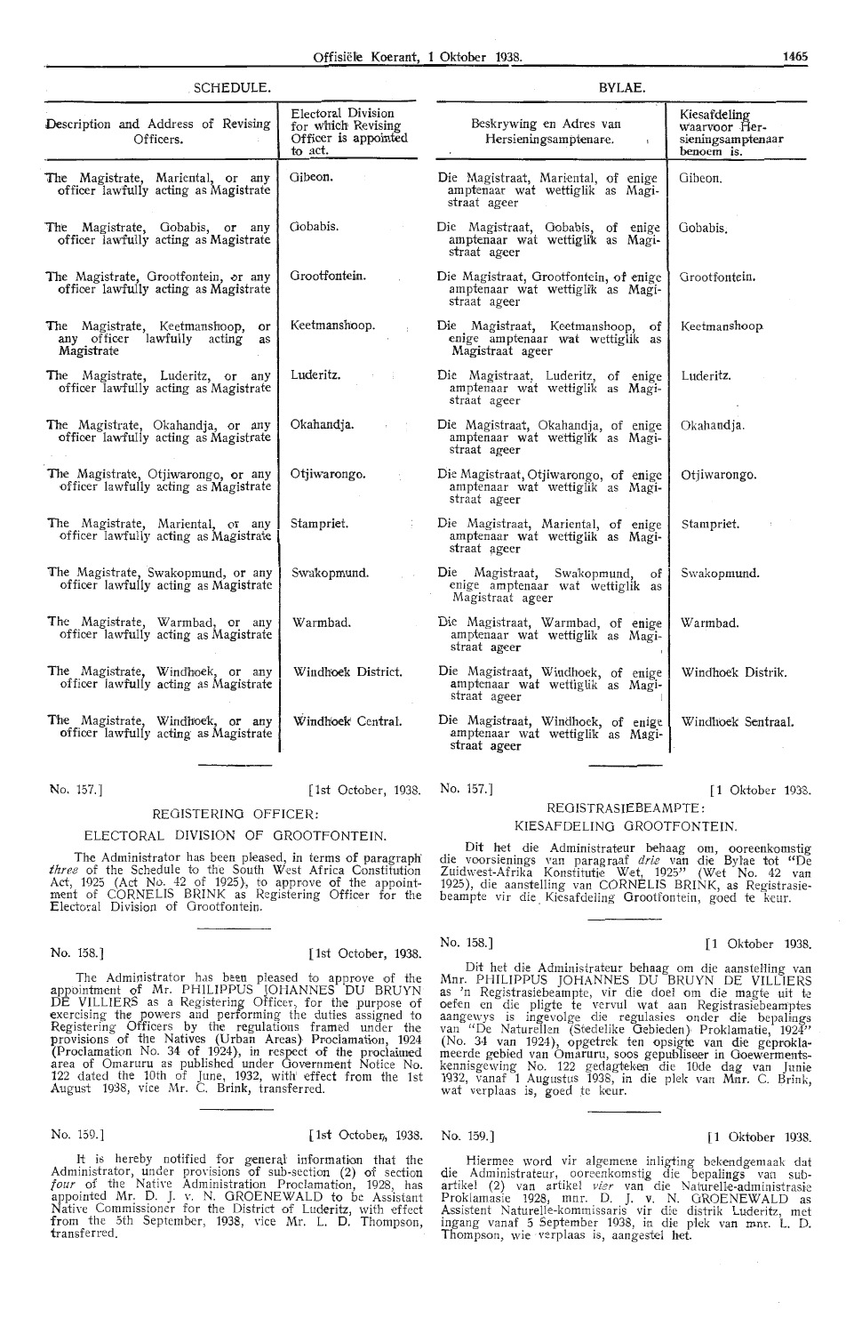## SCHEDULE.

| Description and Address of Revising Officers. | Electoral Division for which Revising Officer is appointed to act. |
|---|---|
| The Magistrate, Mariental, or any officer lawfully acting as Magistrate | Gibeon. |
| The Magistrate, Gobabis, or any officer lawfully acting as Magistrate | Gobabis. |
| The Magistrate, Grootfontein, or any officer lawfully acting as Magistrate | Grootfontein. |
| The Magistrate, Keetmanshoop, or any officer lawfully acting as Magistrate | Keetmanshoop. |
| The Magistrate, Luderitz, or any officer lawfully acting as Magistrate | Luderitz. |
| The Magistrate, Okahandja, or any officer lawfully acting as Magistrate | Okahandja. |
| The Magistrate, Otjiwarongo, or any officer lawfully acting as Magistrate | Otjiwarongo. |
| The Magistrate, Mariental, or any officer lawfully acting as Magistrate | Stampriet. |
| The Magistrate, Swakopmund, or any officer lawfully acting as Magistrate | Swakopmund. |
| The Magistrate, Warmbad, or any officer lawfully acting as Magistrate | Warmbad. |
| The Magistrate, Windhoek, or any officer lawfully acting as Magistrate | Windhoek District. |
| The Magistrate, Windhoek, or any officer lawfully acting as Magistrate | Windhoek Central. |

No. 157.] [1st October, 1938.

### REGISTERING OFFICER:

### ELECTORAL DIVISION OF GROOTFONTEIN.

The Administrator has been pleased, in terms of paragraph *three* of the Schedule to the South West Africa Constitution Act, 1925 (Act No. 42 of 1925), to approve of the appointment of CORNELIS BRINK as Registering Officer for the Electoral Division of Grootfontein.

No. 158.] [1st October, 1938.

The Administrator has been pleased to approve of the appointment of Mr. PHILIPPUS JOHANNES DU BRUYN DE VILLIERS as a Registering Officer, for the purpose of exercising the powers and performing the duties assigned to Registering Officers by the regulations framed under the provisions of the Natives (Urban Areas) Proclamation, 1924 (Proclamation No. 34 of 1924), in respect of the proclaimed area of Omaruru as published under Government Notice No. 122 dated the 10th of June, 1932, with effect from the 1st August 1938, vice Mr. C. Brink, transferred.

No. 159.] [1st October, 1938.

It is hereby notified for general information that the Administrator, under provisions of sub-section (2) of section *four* of the Native Administration Proclamation, 1928, has appointed Mr. D. J. v. N. GROENEWALD to be Assistant Native Commissioner for the District of Luderitz, with effect from the 5th September, 1938, vice Mr. L. D. Thompson, transferred.

## BYLAE.

| Beskrywing en Adres van Hersieningsamptenare. | Kiesafdeling waarvoor Hersieningsamptenaar benoem is. |
|---|---|
| Die Magistraat, Mariental, of enige amptenaar wat wettiglik as Magistraat ageer | Gibeon. |
| Die Magistraat, Gobabis, of enige amptenaar wat wettiglik as Magistraat ageer | Gobabis. |
| Die Magistraat, Grootfontein, of enige amptenaar wat wettiglik as Magistraat ageer | Grootfontein. |
| Die Magistraat, Keetmanshoop, of enige amptenaar wat wettiglik as Magistraat ageer | Keetmanshoop. |
| Die Magistraat, Luderitz, of enige amptenaar wat wettiglik as Magistraat ageer | Luderitz. |
| Die Magistraat, Okahandja, of enige amptenaar wat wettiglik as Magistraat ageer | Okahandja. |
| Die Magistraat, Otjiwarongo, of enige amptenaar wat wettiglik as Magistraat ageer | Otjiwarongo. |
| Die Magistraat, Mariental, of enige amptenaar wat wettiglik as Magistraat ageer | Stampriet. |
| Die Magistraat, Swakopmund, of enige amptenaar wat wettiglik as Magistraat ageer | Swakopmund. |
| Die Magistraat, Warmbad, of enige amptenaar wat wettiglik as Magistraat ageer | Warmbad. |
| Die Magistraat, Windhoek, of enige amptenaar wat wettiglik as Magistraat ageer | Windhoek Distrik. |
| Die Magistraat, Windhoek, of enige amptenaar wat wettiglik as Magistraat ageer | Windhoek Sentraal. |

No. 157.] [1 Oktober 1938.

### REGISTRASIEBEAMPTE:

### KIESAFDELING GROOTFONTEIN.

Dit het die Administrateur behaag om, ooreenkomstig die voorsienings van paragraaf *drie* van die Bylae tot "De Zuidwest-Afrika Konstitutie Wet, 1925" (Wet No. 42 van 1925), die aanstelling van CORNELIS BRINK, as Registrasiebeampte vir die Kiesafdeling Grootfontein, goed te keur.

No. 158.] [1 Oktober 1938.

Dit het die Administrateur behaag om die aanstelling van Mnr. PHILIPPUS JOHANNES DU BRUYN DE VILLIERS as 'n Registrasiebeampte, vir die doel om die magte uit te oefen en die pligte te vervul wat aan Registrasiebeamptes aangewys is ingevolge die regulasies onder die bepalings van "De Naturellen (Stedelike Gebieden) Proklamatie, 1924" (No. 34 van 1924), opgetrek ten opsigte van die geproklameerde gebied van Omaruru, soos gepubliseer in Goewermentskennisgewing No. 122 gedagteken die 10de dag van Junie 1932, vanaf 1 Augustus 1938, in die plek van Mnr. C. Brink, wat verplaas is, goed te keur.

No. 159.] [1 Oktober 1938.

Hiermee word vir algemene inligting bekendgemaak dat die Administrateur, ooreenkomstig die bepalings van subartikel (2) van artikel *vier* van die Naturelle-administrasie Proklamasie 1928, mnr. D. J. v. N. GROENEWALD as Assistent Naturelle-kommissaris vir die distrik Luderitz, met ingang vanaf 5 September 1938, in die plek van mnr. L. D. Thompson, wie verplaas is, aangestel het.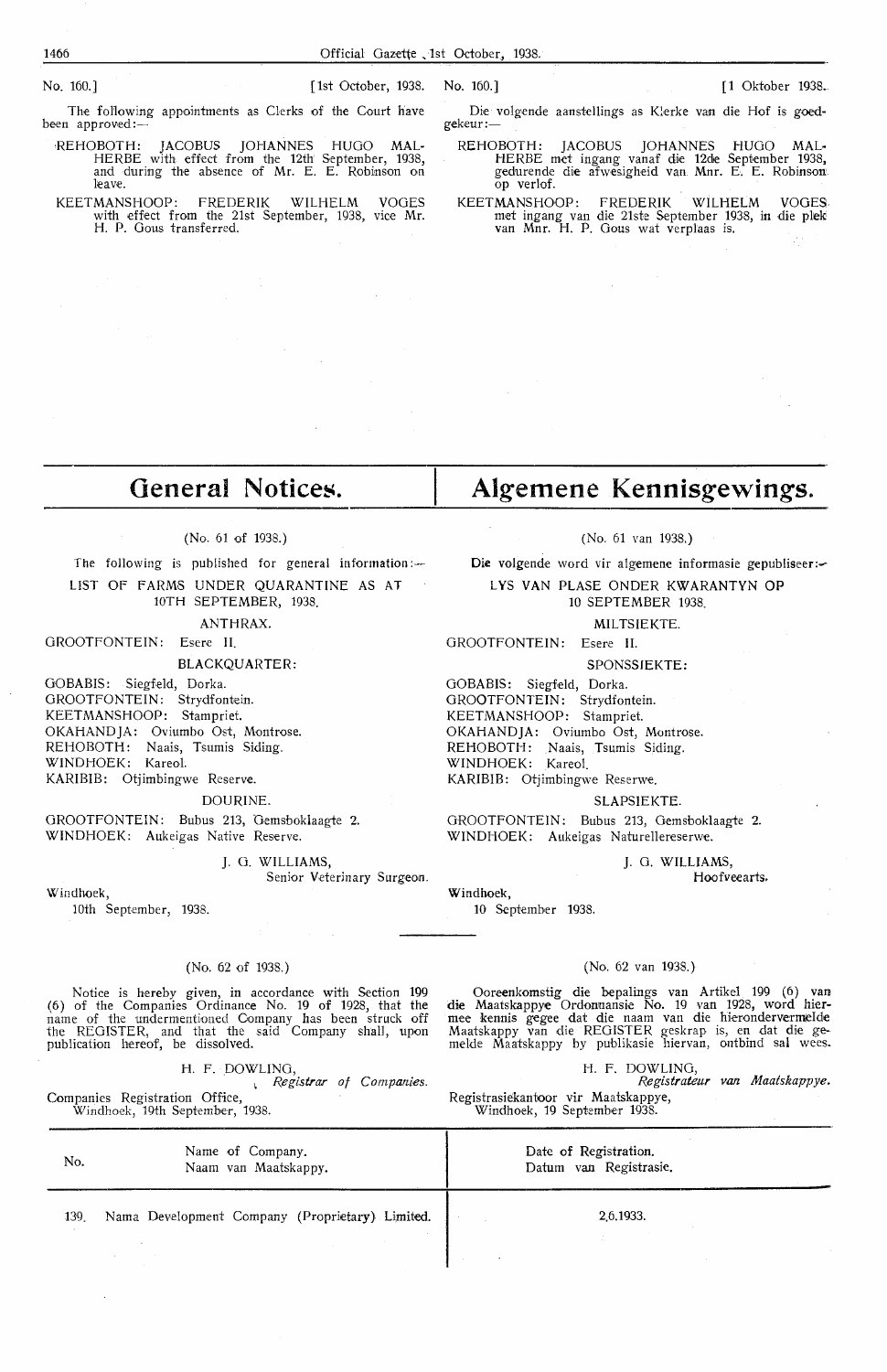No. 160.] [1st October, 1938.

The following appointments as Clerks of the Court have been approved:—

REHOBOTH: JACOBUS JOHANNES HUGO MALHERBE with effect from the 12th September, 1938, and during the absence of Mr. E. E. Robinson on leave.

KEETMANSHOOP: FREDERIK WILHELM VOGES with effect from the 21st September, 1938, vice Mr. H. P. Gous transferred.

No. 160.] [1 Oktober 1938.

Die volgende aanstellings as Klerke van die Hof is goedgekeur:—

REHOBOTH: JACOBUS JOHANNES HUGO MALHERBE met ingang vanaf die 12de September 1938, gedurende die afwesigheid van Mnr. E. E. Robinson op verlof.

KEETMANSHOOP: FREDERIK WILHELM VOGES met ingang van die 21ste September 1938, in die plek van Mnr. H. P. Gous wat verplaas is.

# General Notices.

(No. 61 of 1938.)

The following is published for general information:—

LIST OF FARMS UNDER QUARANTINE AS AT 10TH SEPTEMBER, 1938.

ANTHRAX.

GROOTFONTEIN: Esere II.

BLACKQUARTER:

GOBABIS: Siegfeld, Dorka.
GROOTFONTEIN: Strydfontein.
KEETMANSHOOP: Stampriet.
OKAHANDJA: Oviumbo Ost, Montrose.
REHOBOTH: Naais, Tsumis Siding.
WINDHOEK: Kareol.
KARIBIB: Otjimbingwe Reserve.

DOURINE.

GROOTFONTEIN: Bubus 213, Gemsboklaagte 2.
WINDHOEK: Aukeigas Native Reserve.

J. G. WILLIAMS,
Senior Veterinary Surgeon.

Windhoek,
10th September, 1938.

# Algemene Kennisgewings.

(No. 61 van 1938.)

Die volgende word vir algemene informasie gepubliseer:—

LYS VAN PLASE ONDER KWARANTYN OP 10 SEPTEMBER 1938.

MILTSIEKTE.

GROOTFONTEIN: Esere II.

SPONSSIEKTE:

GOBABIS: Siegfeld, Dorka.
GROOTFONTEIN: Strydfontein.
KEETMANSHOOP: Stampriet.
OKAHANDJA: Oviumbo Ost, Montrose.
REHOBOTH: Naais, Tsumis Siding.
WINDHOEK: Kareol.
KARIBIB: Otjimbingwe Reserwe.

SLAPSIEKTE.

GROOTFONTEIN: Bubus 213, Gemsboklaagte 2.
WINDHOEK: Aukeigas Naturellereserwe.

J. G. WILLIAMS,
Hoofveearts.

Windhoek,
10 September 1938.

(No. 62 of 1938.)

Notice is hereby given, in accordance with Section 199 (6) of the Companies Ordinance No. 19 of 1928, that the name of the undermentioned Company has been struck off the REGISTER, and that the said Company shall, upon publication hereof, be dissolved.

H. F. DOWLING,
*Registrar of Companies.*

Companies Registration Office,
Windhoek, 19th September, 1938.

(No. 62 van 1938.)

Ooreenkomstig die bepalings van Artikel 199 (6) van die Maatskappye Ordonnansie No. 19 van 1928, word hiermee kennis gegee dat die naam van die hierondervermelde Maatskappy van die REGISTER geskrap is, en dat die gemelde Maatskappy by publikasie hiervan, ontbind sal wees.

H. F. DOWLING,
*Registrateur van Maatskappye.*

Registrasiekantoor vir Maatskappye,
Windhoek, 19 September 1938.

| No. | Name of Company. Naam van Maatskappy. | Date of Registration. Datum van Registrasie. |
|---|---|---|
| 139. | Nama Development Company (Proprietary) Limited. | 2.6.1933. |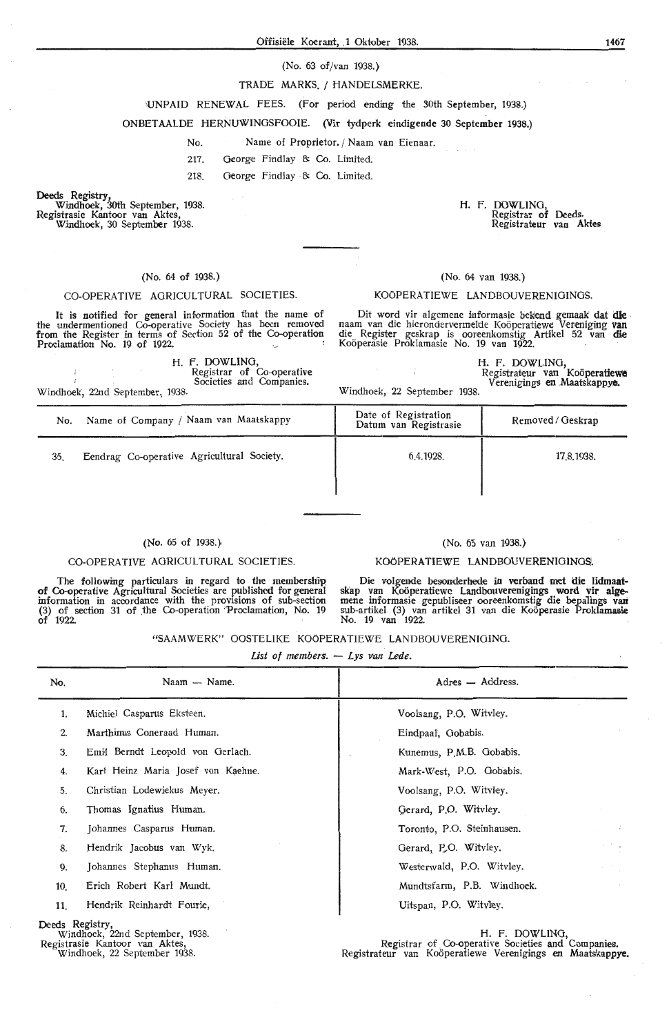(No. 63 of/van 1938.)

TRADE MARKS. / HANDELSMERKE.

UNPAID RENEWAL FEES. (For period ending the 30th September, 1938.)

ONBETAALDE HERNUWINGSFOOIE. (Vir tydperk eindigende 30 September 1938.)

| No. | Name of Proprietor. / Naam van Eienaar. |
|---|---|
| 217. | George Findlay & Co. Limited. |
| 218. | George Findlay & Co. Limited. |

Deeds Registry,
Windhoek, 30th September, 1938.
Registrasie Kantoor van Aktes,
Windhoek, 30 September 1938.

H. F. DOWLING,
Registrar of Deeds.
Registrateur van Aktes

---

(No. 64 of 1938.)

CO-OPERATIVE AGRICULTURAL SOCIETIES.

It is notified for general information that the name of the undermentioned Co-operative Society has been removed from the Register in terms of Section 52 of the Co-operation Proclamation No. 19 of 1922.

H. F. DOWLING,
Registrar of Co-operative Societies and Companies.

Windhoek, 22nd September, 1938.

(No. 64 van 1938.)

KOÖPERATIEWE LANDBOUVERENIGINGS.

Dit word vir algemene informasie bekend gemaak dat die naam van die hierondervermelde Koöperatiewe Vereniging van die Register geskrap is ooreenkomstig Artikel 52 van die Koöperasie Proklamasie No. 19 van 1922.

H. F. DOWLING,
Registrateur van Koöperatiewe Verenigings en Maatskappye.

Windhoek, 22 September 1938.

| No. | Name of Company / Naam van Maatskappy | Date of Registration / Datum van Registrasie | Removed / Geskrap |
|---|---|---|---|
| 35. | Eendrag Co-operative Agricultural Society. | 6.4.1928. | 17.8.1938. |

---

(No. 65 of 1938.)

CO-OPERATIVE AGRICULTURAL SOCIETIES.

The following particulars in regard to the membership of Co-operative Agricultural Societies are published for general information in accordance with the provisions of sub-section (3) of section 31 of the Co-operation Proclamation, No. 19 of 1922.

(No. 65 van 1938.)

KOÖPERATIEWE LANDBOUVERENIGINGS.

Die volgende besonderhede in verband met die lidmaatskap van Koöperatiewe Landbouverenigings word vir algemene informasie gepubliseer ooreenkomstig die bepalings van sub-artikel (3) van artikel 31 van die Koöperasie Proklamasie No. 19 van 1922.

"SAAMWERK" OOSTELIKE KOÖPERATIEWE LANDBOUVERENIGING.

*List of members. — Lys van Lede.*

| No. | Naam — Name. | Adres — Address. |
|---|---|---|
| 1. | Michiel Casparus Eksteen. | Voolsang, P.O. Witvley. |
| 2. | Marthinus Coneraad Human. | Eindpaal, Gobabis. |
| 3. | Emil Berndt Leopold von Gerlach. | Kunemus, P.M.B. Gobabis. |
| 4. | Karl Heinz Maria Josef von Kaehne. | Mark-West, P.O. Gobabis. |
| 5. | Christian Lodewiekus Meyer. | Voolsang, P.O. Witvley. |
| 6. | Thomas Ignatius Human. | Gerard, P.O. Witvley. |
| 7. | Johannes Casparus Human. | Toronto, P.O. Steinhausen. |
| 8. | Hendrik Jacobus van Wyk. | Gerard, P.O. Witvley. |
| 9. | Johannes Stephanus Human. | Westerwald, P.O. Witvley. |
| 10. | Erich Robert Karl Mundt. | Mundtsfarm, P.B. Windhoek. |
| 11. | Hendrik Reinhardt Fourie. | Uitspan, P.O. Witvley. |

Deeds Registry,
Windhoek, 22nd September, 1938.
Registrasie Kantoor van Aktes,
Windhoek, 22 September 1938.

H. F. DOWLING,
Registrar of Co-operative Societies and Companies.
Registrateur van Koöperatiewe Verenigings en Maatskappye.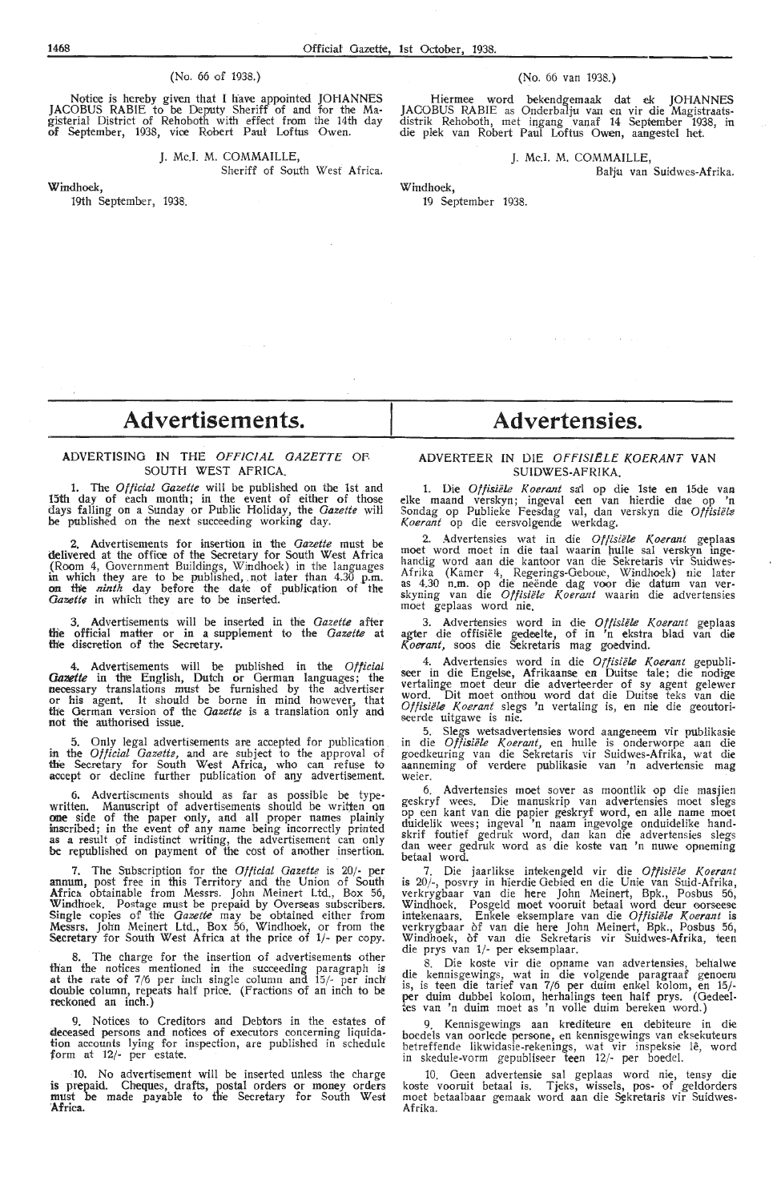(No. 66 of 1938.)

Notice is hereby given that I have appointed JOHANNES JACOBUS RABIE to be Deputy Sheriff of and for the Magisterial District of Rehoboth with effect from the 14th day of September, 1938, vice Robert Paul Loftus Owen.

J. McI. M. COMMAILLE,
Sheriff of South West Africa.

Windhoek,
19th September, 1938.

(No. 66 van 1938.)

Hiermee word bekendgemaak dat ek JOHANNES JACOBUS RABIE as Onderbalju van en vir die Magistraatsdistrik Rehoboth, met ingang vanaf 14 September 1938, in die plek van Robert Paul Loftus Owen, aangestel het.

J. McI. M. COMMAILLE,
Balju van Suidwes-Afrika.

Windhoek,
19 September 1938.

# Advertisements.

## ADVERTISING IN THE *OFFICIAL GAZETTE* OF SOUTH WEST AFRICA.

1. The *Official Gazette* will be published on the 1st and 15th day of each month; in the event of either of those days falling on a Sunday or Public Holiday, the *Gazette* will be published on the next succeeding working day.

2. Advertisements for insertion in the *Gazette* must be delivered at the office of the Secretary for South West Africa (Room 4, Government Buildings, Windhoek) in the languages in which they are to be published, not later than 4.30 p.m. on the *ninth* day before the date of publication of the *Gazette* in which they are to be inserted.

3. Advertisements will be inserted in the *Gazette* after the official matter or in a supplement to the *Gazette* at the discretion of the Secretary.

4. Advertisements will be published in the *Official Gazette* in the English, Dutch or German languages; the necessary translations must be furnished by the advertiser or his agent. It should be borne in mind however, that the German version of the *Gazette* is a translation only and not the authorised issue.

5. Only legal advertisements are accepted for publication in the *Official Gazette*, and are subject to the approval of the Secretary for South West Africa, who can refuse to accept or decline further publication of any advertisement.

6. Advertisements should as far as possible be typewritten. Manuscript of advertisements should be written on one side of the paper only, and all proper names plainly inscribed; in the event of any name being incorrectly printed as a result of indistinct writing, the advertisement can only be republished on payment of the cost of another insertion.

7. The Subscription for the *Official Gazette* is 20/- per annum, post free in this Territory and the Union of South Africa obtainable from Messrs. John Meinert Ltd., Box 56, Windhoek. Postage must be prepaid by Overseas subscribers. Single copies of the *Gazette* may be obtained either from Messrs. John Meinert Ltd., Box 56, Windhoek, or from the Secretary for South West Africa at the price of 1/- per copy.

8. The charge for the insertion of advertisements other than the notices mentioned in the succeeding paragraph is at the rate of 7/6 per inch single column and 15/- per inch double column, repeats half price. (Fractions of an inch to be reckoned an inch.)

9. Notices to Creditors and Debtors in the estates of deceased persons and notices of executors concerning liquidation accounts lying for inspection, are published in schedule form at 12/- per estate.

10. No advertisement will be inserted unless the charge is prepaid. Cheques, drafts, postal orders or money orders must be made payable to the Secretary for South West Africa.

# Advertensies.

## ADVERTEER IN DIE *OFFISIËLE KOERANT* VAN SUIDWES-AFRIKA.

1. Die *Offisiële Koerant* sal op die 1ste en 15de van elke maand verskyn; ingeval een van hierdie dae op 'n Sondag op Publieke Feesdag val, dan verskyn die *Offisiële Koerant* op die eersvolgende werkdag.

2. Advertensies wat in die *Offisiële Koerant* geplaas moet word moet in die taal waarin hulle sal verskyn ingehandig word aan die kantoor van die Sekretaris vir Suidwes-Afrika (Kamer 4, Regerings-Geboue, Windhoek) nie later as 4.30 n.m. op die neënde dag voor die datum van verskyning van die *Offisiële Koerant* waarin die advertensies moet geplaas word nie.

3. Advertensies word in die *Offisiële Koerant* geplaas agter die offisiële gedeelte, of in 'n ekstra blad van die *Koerant*, soos die Sekretaris mag goedvind.

4. Advertensies word in die *Offisiële Koerant* gepubliseer in die Engelse, Afrikaanse en Duitse tale; die nodige vertalinge moet deur die adverteerder of sy agent gelewer word. Dit moet onthou word dat die Duitse teks van die *Offisiële Koerant* slegs 'n vertaling is, en nie die geoutoriseerde uitgawe is nie.

5. Slegs wetsadvertensies word aangeneem vir publikasie in die *Offisiële Koerant*, en hulle is onderworpe aan die goedkeuring van die Sekretaris vir Suidwes-Afrika, wat die aanneming of verdere publikasie van 'n advertensie mag weier.

6. Advertensies moet sover as moontlik op die masjien geskryf wees. Die manuskrip van advertensies moet slegs op een kant van die papier geskryf word, en alle name moet duidelik wees; ingeval 'n naam ingevolge onduidelike handskrif foutief gedruk word, dan kan die advertensies slegs dan weer gedruk word as die koste van 'n nuwe opneming betaal word.

7. Die jaarlikse intekengeld vir die *Offisiële Koerant* is 20/-, posvry in hierdie Gebied en die Unie van Suid-Afrika, verkrygbaar van die here John Meinert, Bpk., Posbus 56, Windhoek. Posgeld moet vooruit betaal word deur oorseese intekenaars. Enkele eksemplare van die *Offisiële Koerant* is verkrygbaar òf van die here John Meinert, Bpk., Posbus 56, Windhoek, òf van die Sekretaris vir Suidwes-Afrika, teen die prys van 1/- per eksemplaar.

8. Die koste vir die opname van advertensies, behalwe die kennisgewings, wat in die volgende paragraaf genoem is, is teen die tarief van 7/6 per duim enkel kolom, en 15/- per duim dubbel kolom, herhalings teen half prys. (Gedeeltes van 'n duim moet as 'n volle duim bereken word.)

9. Kennisgewings aan krediteure en debiteure in die boedels van oorlede persone, en kennisgewings van eksekuteurs betreffende likwidasie-rekenings, wat vir inspeksie lê, word in skedule-vorm gepubliseer teen 12/- per boedel.

10. Geen advertensie sal geplaas word nie, tensy die koste vooruit betaal is. Tjeks, wissels, pos- of geldorders moet betaalbaar gemaak word aan die Sekretaris vir Suidwes-Afrika.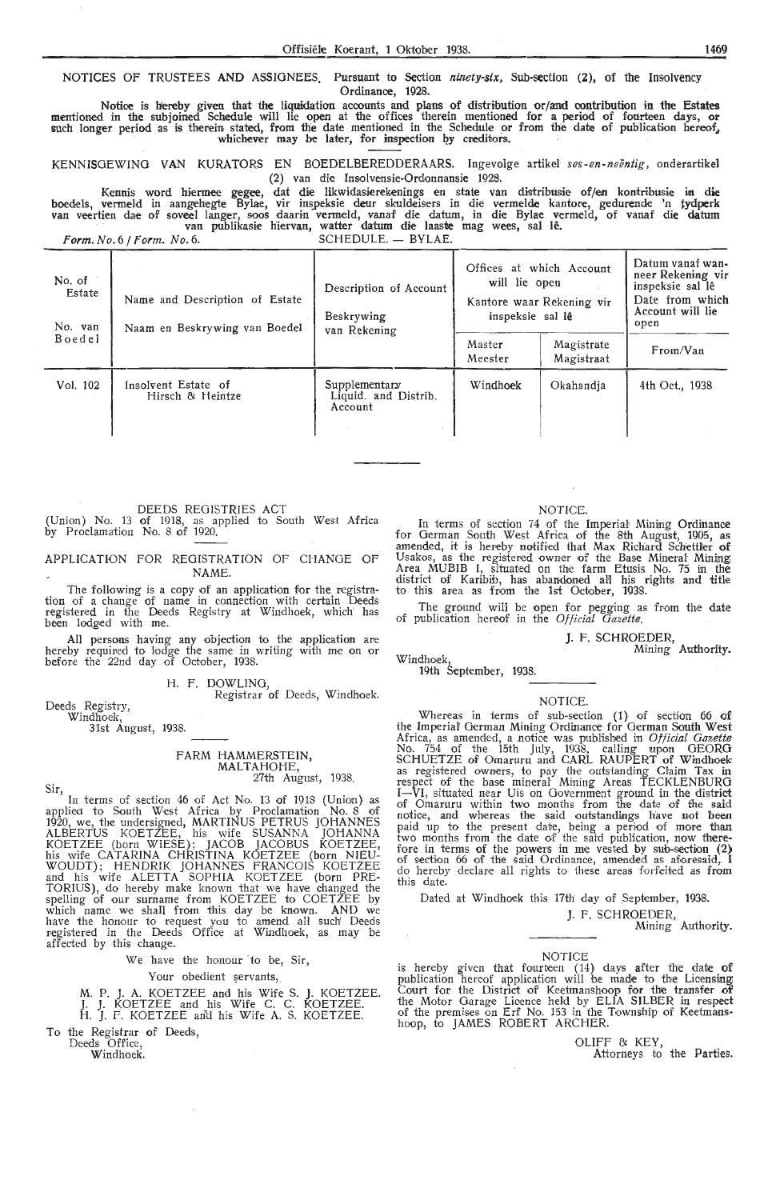NOTICES OF TRUSTEES AND ASSIGNEES. Pursuant to Section *ninety-six*, Sub-section (2), of the Insolvency Ordinance, 1928.

**Notice is hereby given that the liquidation accounts and plans of distribution or/and contribution in the Estates mentioned in the subjoined Schedule will lie open at the offices therein mentioned for a period of fourteen days, or such longer period as is therein stated, from the date mentioned in the Schedule or from the date of publication hereof, whichever may be later, for inspection by creditors.**

KENNISGEWING VAN KURATORS EN BOEDELBEREDDERAARS. Ingevolge artikel *ses-en-neëntig*, onderartikel (2) van die Insolvensie-Ordonnansie 1928.

**Kennis word hiermee gegee, dat die likwidasierekenings en state van distribusie of/en kontribusie in die boedels, vermeld in aangehegte Bylae, vir inspeksie deur skuldeisers in die vermelde kantore, gedurende 'n tydperk van veertien dae of soveel langer, soos daarin vermeld, vanaf die datum, in die Bylae vermeld, of vanaf die datum van publikasie hiervan, watter datum die laaste mag wees, sal lê.**

*Form. No. 6 / Form. No. 6.* SCHEDULE. — BYLAE.

| No. of Estate / No. van Boedel | Name and Description of Estate / Naam en Beskrywing van Boedel | Description of Account / Beskrywing van Rekening | Offices at which Account will lie open / Kantore waar Rekening vir inspeksie sal lê | | Date from which Account will lie open / Datum vanaf wanneer Rekening vir inspeksie sal lê |
|---|---|---|---|---|---|
| | | | Master / Meester | Magistrate / Magistraat | From/Van |
| Vol. 102 | Insolvent Estate of Hirsch & Heintze | Supplementary Liquid. and Distrib. Account | Windhoek | Okahandja | 4th Oct., 1938 |

---

DEEDS REGISTRIES ACT (Union) No. 13 of 1918, as applied to South West Africa by Proclamation No. 8 of 1920.

APPLICATION FOR REGISTRATION OF CHANGE OF NAME.

The following is a copy of an application for the registration of a change of name in connection with certain Deeds registered in the Deeds Registry at Windhoek, which has been lodged with me.

All persons having any objection to the application are hereby required to lodge the same in writing with me on or before the 22nd day of October, 1938.

H. F. DOWLING,
Registrar of Deeds, Windhoek.

Deeds Registry,
Windhoek,
31st August, 1938.

FARM HAMMERSTEIN,
MALTAHOHE,
27th August, 1938.

Sir,

In terms of section 46 of Act No. 13 of 1918 (Union) as applied to South West Africa by Proclamation No. 8 of 1920, we, the undersigned, MARTINUS PETRUS JOHANNES ALBERTUS KOETZEE, his wife SUSANNA JOHANNA KOETZEE (born WIESE); JACOB JACOBUS KOETZEE, his wife CATARINA CHRISTINA KOETZEE (born NIEUWOUDT); HENDRIK JOHANNES FRANCOIS KOETZEE and his wife ALETTA SOPHIA KOETZEE (born PRETORIUS), do hereby make known that we have changed the spelling of our surname from KOETZEE to COETZEE by which name we shall from this day be known. AND we have the honour to request you to amend all such Deeds registered in the Deeds Office at Windhoek, as may be affected by this change.

We have the honour to be, Sir,

Your obedient servants,

M. P. J. A. KOETZEE and his Wife S. J. KOETZEE.
J. J. KOETZEE and his Wife C. C. KOETZEE.
H. J. F. KOETZEE and his Wife A. S. KOETZEE.

To the Registrar of Deeds,
Deeds Office,
Windhoek.

---

NOTICE.

In terms of section 74 of the Imperial Mining Ordinance for German South West Africa of the 8th August, 1905, as amended, it is hereby notified that Max Richard Schettler of Usakos, as the registered owner of the Base Mineral Mining Area MUBIB I, situated on the farm Etusis No. 75 in the district of Karibib, has abandoned all his rights and title to this area as from the 1st October, 1938.

The ground will be open for pegging as from the date of publication hereof in the *Official Gazette.*

J. F. SCHROEDER,
Mining Authority.

Windhoek,
19th September, 1938.

---

NOTICE.

Whereas in terms of sub-section (1) of section 66 of the Imperial German Mining Ordinance for German South West Africa, as amended, a notice was published in *Official Gazette* No. 754 of the 15th July, 1938, calling upon GEORG SCHUETZE of Omaruru and CARL RAUPERT of Windhoek as registered owners, to pay the outstanding Claim Tax in respect of the base mineral Mining Areas TECKLENBURG I—VI, situated near Uis on Government ground in the district of Omaruru within two months from the date of the said notice, and whereas the said outstandings have not been paid up to the present date, being a period of more than two months from the date of the said publication, now therefore in terms of the powers in me vested by sub-section (2) of section 66 of the said Ordinance, amended as aforesaid, I do hereby declare all rights to these areas forfeited as from this date.

Dated at Windhoek this 17th day of September, 1938.

J. F. SCHROEDER,
Mining Authority.

---

NOTICE

is hereby given that fourteen (14) days after the date of publication hereof application will be made to the Licensing Court for the District of Keetmanshoop for the transfer of the Motor Garage Licence held by ELIA SILBER in respect of the premises on Erf No. 153 in the Township of Keetmanshoop, to JAMES ROBERT ARCHER.

OLIFF & KEY,
Attorneys to the Parties.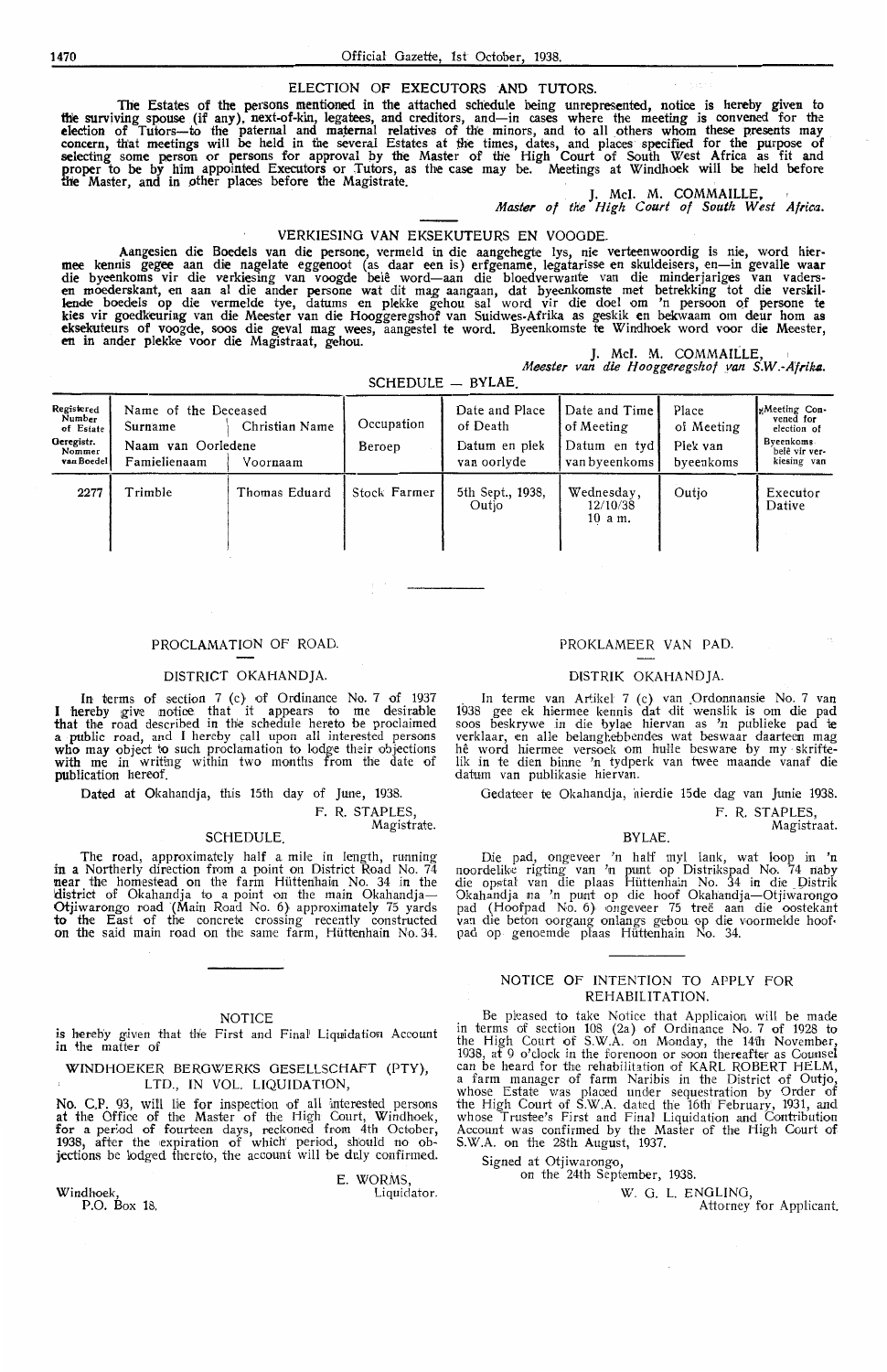## ELECTION OF EXECUTORS AND TUTORS.

The Estates of the persons mentioned in the attached schedule being unrepresented, notice is hereby given to the surviving spouse (if any), next-of-kin, legatees, and creditors, and—in cases where the meeting is convened for the election of Tutors—to the paternal and maternal relatives of the minors, and to all others whom these presents may concern, that meetings will be held in the several Estates at the times, dates, and places specified for the purpose of selecting some person or persons for approval by the Master of the High Court of South West Africa as fit and proper to be by him appointed Executors or Tutors, as the case may be. Meetings at Windhoek will be held before the Master, and in other places before the Magistrate.

J. McI. M. COMMAILLE,
*Master of the High Court of South West Africa.*

## VERKIESING VAN EKSEKUTEURS EN VOOGDE.

Aangesien die Boedels van die persone, vermeld in die aangehegte lys, nie verteenwoordig is nie, word hiermee kennis gegee aan die nagelate eggenoot (as daar een is) erfgename, legatarisse en skuldeisers, en—in gevalle waar die byeenkoms vir die verkiesing van voogde belê word—aan die bloedverwante van die minderjariges van vaderskant, en moederskant, en aan al die ander persone wat dit mag aangaan, dat byeenkomste met betrekking tot die verskillende boedels op die vermelde tye, datums en plekke gehou sal word vir die doel om 'n persoon of persone te kies vir goedkeuring van die Meester van die Hooggeregshof van Suidwes-Afrika as geskik en bekwaam om deur hom as eksekuteurs of voogde, soos die geval mag wees, aangestel te word. Byeenkomste te Windhoek word voor die Meester, en in ander plekke voor die Magistraat, gehou.

J. McI. M. COMMAILLE,
*Meester van die Hooggeregshof van S.W.-Afrika.*

SCHEDULE — BYLAE.

| Registered Number of Estate / Geregistr. Nommer van Boedel | Name of the Deceased / Naam van Oorledene: Surname / Famielienaam | Christian Name / Voornaam | Occupation / Beroep | Date and Place of Death / Datum en plek van oorlyde | Date and Time of Meeting / Datum en tyd van byeenkoms | Place of Meeting / Plek van byeenkoms | Meeting Convened for election of / Byeenkoms belê vir verkiesing van |
|---|---|---|---|---|---|---|---|
| 2277 | Trimble | Thomas Eduard | Stock Farmer | 5th Sept., 1938, Outjo | Wednesday, 12/10/38 10 a.m. | Outjo | Executor Dative |

## PROCLAMATION OF ROAD.

### DISTRICT OKAHANDJA.

In terms of section 7 (c) of Ordinance No. 7 of 1937 I hereby give notice that it appears to me desirable that the road described in the schedule hereto be proclaimed a public road, and I hereby call upon all interested persons who may object to such proclamation to lodge their objections with me in writing within two months from the date of publication hereof.

Dated at Okahandja, this 15th day of June, 1938.

F. R. STAPLES,
Magistrate.

### SCHEDULE.

The road, approximately half a mile in length, running in a Northerly direction from a point on District Road No. 74 near the homestead on the farm Hüttenhain No. 34 in the district of Okahandja to a point on the main Okahandja—Otjiwarongo road (Main Road No. 6) approximately 75 yards to the East of the concrete crossing recently constructed on the said main road on the same farm, Hüttenhain No. 34.

## PROKLAMEER VAN PAD.

### DISTRIK OKAHANDJA.

In terme van Artikel 7 (c) van Ordonnansie No. 7 van 1938 gee ek hiermee kennis dat dit wenslik is om die pad soos beskrywe in die bylae hiervan as 'n publieke pad te verklaar, en alle belanghebbendes wat beswaar daarteen mag hê word hiermee versoek om hulle besware by my skriftelik in te dien binne 'n tydperk van twee maande vanaf die datum van publikasie hiervan.

Gedateer te Okahandja, hierdie 15de dag van Junie 1938.

F. R. STAPLES,
Magistraat.

### BYLAE.

Die pad, ongeveer 'n half myl lank, wat loop in 'n noordelike rigting van 'n punt op Distrikspad No. 74 naby die opstal van die plaas Hüttenhain No. 34 in die Distrik Okahandja na 'n punt op die hoof Okahandja—Otjiwarongo pad (Hoofpad No. 6) ongeveer 75 treë aan die oostekant van die beton oorgang onlangs gebou op die voormelde hoofpad op genoemde plaas Hüttenhain No. 34.

## NOTICE

is hereby given that the First and Final Liquidation Account in the matter of

### WINDHOEKER BERGWERKS GESELLSCHAFT (PTY), LTD., IN VOL. LIQUIDATION,

No. C.P. 93, will lie for inspection of all interested persons at the Office of the Master of the High Court, Windhoek, for a period of fourteen days, reckoned from 4th October, 1938, after the expiration of which period, should no objections be lodged thereto, the account will be duly confirmed.

E. WORMS,
Liquidator.

Windhoek,
P.O. Box 18.

## NOTICE OF INTENTION TO APPLY FOR REHABILITATION.

Be pleased to take Notice that Applicaion will be made in terms of section 108 (2a) of Ordinance No. 7 of 1928 to the High Court of S.W.A. on Monday, the 14th November, 1938, at 9 o'clock in the forenoon or soon thereafter as Counsel can be heard for the rehabilitation of KARL ROBERT HELM, a farm manager of farm Naribis in the District of Outjo, whose Estate was placed under sequestration by Order of the High Court of S.W.A. dated the 16th February, 1931, and whose Trustee's First and Final Liquidation and Contribution Account was confirmed by the Master of the High Court of S.W.A. on the 28th August, 1937.

Signed at Otjiwarongo,
on the 24th September, 1938.

W. G. L. ENGLING,
Attorney for Applicant.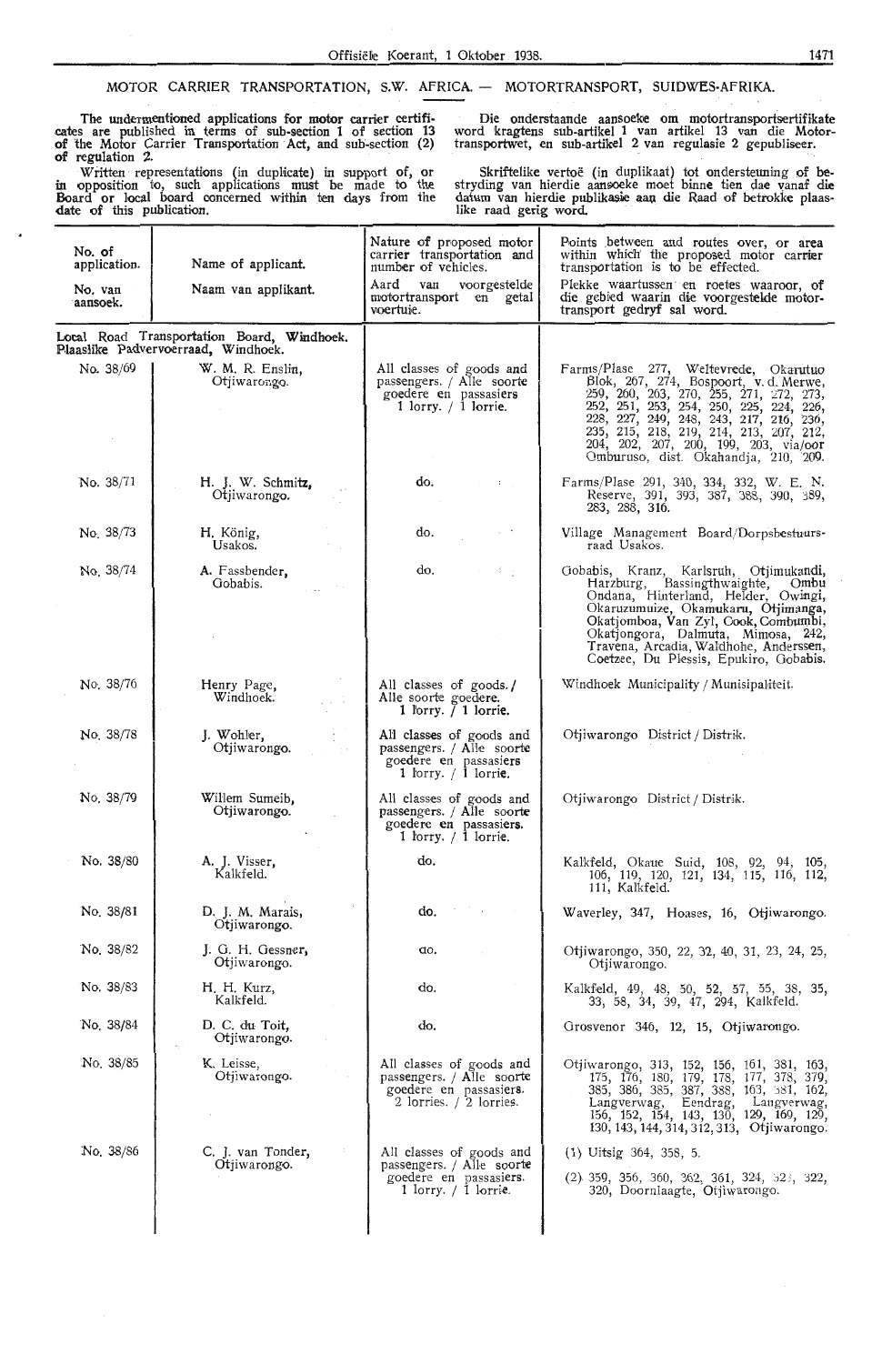## MOTOR CARRIER TRANSPORTATION, S.W. AFRICA. — MOTORTRANSPORT, SUIDWES-AFRIKA.

The undermentioned applications for motor carrier certificates are published in terms of sub-section 1 of section 13 of the Motor Carrier Transportation Act, and sub-section (2) of regulation 2.

Written representations (in duplicate) in support of, or in opposition to, such applications must be made to the Board or local board concerned within ten days from the date of this publication.

Die onderstaande aansoeke om motortransportsertifikate word kragtens sub-artikel 1 van artikel 13 van die Motortransportwet, en sub-artikel 2 van regulasie 2 gepubliseer.

Skriftelike vertoë (in duplikaat) tot ondersteuning of bestryding van hierdie aansoeke moet binne tien dae vanaf die datum van hierdie publikasie aan die Raad of betrokke plaaslike raad gerig word.

| No. of application. / No. van aansoek. | Name of applicant. / Naam van applikant. | Nature of proposed motor carrier transportation and number of vehicles. / Aard van voorgestelde motortransport en getal voertuie. | Points between and routes over, or area within which the proposed motor carrier transportation is to be effected. / Plekke waartussen en roetes waaroor, of die gebied waarin die voorgestelde motortransport gedryf sal word. |
|---|---|---|---|
| Local Road Transportation Board, Windhoek. Plaaslike Padvervoerraad, Windhoek. | | | |
| No. 38/69 | W. M. R. Enslin, Otjiwarongo. | All classes of goods and passengers. / Alle soorte goedere en passasiers 1 lorry. / 1 lorrie. | Farms/Plase 277, Weltevrede, Okarutuo Blok, 267, 274, Bospoort, v. d. Merwe, 259, 260, 263, 270, 255, 271, 272, 273, 252, 251, 253, 254, 250, 225, 224, 226, 228, 227, 249, 248, 243, 217, 216, 236, 235, 215, 218, 219, 214, 213, 207, 212, 204, 202, 207, 200, 199, 203, via/oor Omburuso, dist. Okahandja, 210, 209. |
| No. 38/71 | H. J. W. Schmitz, Otjiwarongo. | do. | Farms/Plase 291, 340, 334, 332, W. E. N. Reserve, 391, 393, 387, 388, 390, 389, 283, 288, 316. |
| No. 38/73 | H. König, Usakos. | do. | Village Management Board/Dorpsbestuursraad Usakos. |
| No. 38/74 | A. Fassbender, Gobabis. | do. | Gobabis, Kranz, Karlsruh, Otjimukandi, Harzburg, Bassingthwaighte, Ombu Ondana, Hinterland, Helder, Owingi, Okaruzumuize, Okamukaru, Otjimanga, Okatjomboa, Van Zyl, Cook, Combumbi, Okatjongora, Dalmuta, Mimosa, 242, Travena, Arcadia, Waldhohe, Anderssen, Coetzee, Du Plessis, Epukiro, Gobabis. |
| No. 38/76 | Henry Page, Windhoek. | All classes of goods. / Alle soorte goedere. 1 lorry. / 1 lorrie. | Windhoek Municipality / Munisipaliteit. |
| No. 38/78 | J. Wohler, Otjiwarongo. | All classes of goods and passengers. / Alle soorte goedere en passasiers 1 lorry. / 1 lorrie. | Otjiwarongo District / Distrik. |
| No. 38/79 | Willem Sumeib, Otjiwarongo. | All classes of goods and passengers. / Alle soorte goedere en passasiers. 1 lorry. / 1 lorrie. | Otjiwarongo District / Distrik. |
| No. 38/80 | A. J. Visser, Kalkfeld. | do. | Kalkfeld, Okaue Suid, 108, 92, 94, 105, 106, 119, 120, 121, 134, 115, 116, 112, 111, Kalkfeld. |
| No. 38/81 | D. J. M. Marais, Otjiwarongo. | do. | Waverley, 347, Hoases, 16, Otjiwarongo. |
| No. 38/82 | J. G. H. Gessner, Otjiwarongo. | do. | Otjiwarongo, 350, 22, 32, 40, 31, 23, 24, 25, Otjiwarongo. |
| No. 38/83 | H. H. Kurz, Kalkfeld. | do. | Kalkfeld, 49, 48, 50, 52, 57, 55, 38, 35, 33, 58, 34, 39, 47, 294, Kalkfeld. |
| No. 38/84 | D. C. du Toit, Otjiwarongo. | do. | Grosvenor 346, 12, 15, Otjiwarongo. |
| No. 38/85 | K. Leisse, Otjiwarongo. | All classes of goods and passengers. / Alle soorte goedere en passasiers. 2 lorries. / 2 lorries. | Otjiwarongo, 313, 152, 156, 161, 381, 163, 175, 176, 180, 179, 178, 177, 378, 379, 385, 386, 385, 387, 388, 163, 381, 162, Langverwag, Eendrag, Langverwag, 156, 152, 154, 143, 130, 129, 169, 129, 130, 143, 144, 314, 312, 313, Otjiwarongo. |
| No. 38/86 | C. J. van Tonder, Otjiwarongo. | All classes of goods and passengers. / Alle soorte goedere en passasiers. 1 lorry. / 1 lorrie. | (1) Uitsig 364, 358, 5. (2) 359, 356, 360, 362, 361, 324, 323, 322, 320, Doornlaagte, Otjiwarongo. |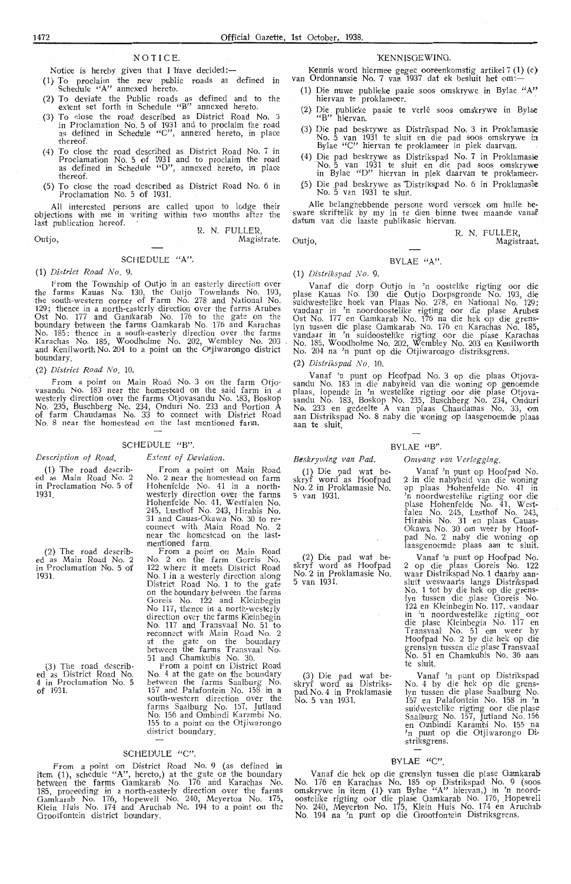## NOTICE.

Notice is hereby given that I have decided:—

(1) To proclaim the new public roads as defined in Schedule "A" annexed hereto.

(2) To deviate the Public roads as defined and to the extent set forth in Schedule "B" annexed hereto.

(3) To close the road described as District Road No. 3 in Proclamation No. 5 of 1931 and to proclaim the road as defined in Schedule "C", annexed hereto, in place thereof.

(4) To close the road described as District Road No. 7 in Proclamation No. 5 of 1931 and to proclaim the road as defined in Schedule "D", annexed hereto, in place thereof.

(5) To close the road described as District Road No. 6 in Proclamation No. 5 of 1931.

All interested persons are called upon to lodge their objections with me in writing within two months after the last publication hereof.

R. N. FULLER,
Magistrate.

Outjo,

### SCHEDULE "A".

(1) *District Road No.* 9.

From the Township of Outjo in an easterly direction over the farms Kauas No. 130, the Outjo Townlands No. 193, the south-western corner of Farm No. 278 and National No. 129; thence in a north-easterly direction over the farms Arubes Ost No. 177 and Gamkarab No. 176 to the gate on the boundary between the farms Gamkarab No. 176 and Karachas No. 185; thence in a south-easterly direction over the farms Karachas No. 185, Woodholme No. 202, Wembley No. 203 and Kenilworth No. 204 to a point on the Otjiwarongo district boundary.

(2) *District Road No.* 10.

From a point on Main Road No. 3 on the farm Otjovasandu No. 183 near the homestead on the said farm in a westerly direction over the farms Otjovasandu No. 183, Boskop No. 235, Buschberg No. 234, Onduri No. 233 and Portion A of farm Chaudamas No. 33 to connect with District Road No. 8 near the homestead on the last mentioned farm.

### SCHEDULE "B".

| *Description of Road.* | *Extent of Deviation.* |
|---|---|
| (1) The road described as Main Road No. 2 in Proclamation No. 5 of 1931. | From a point on Main Road No. 2 near the homestead on farm Hohenfelde No. 41 in a north-westerly direction over the farms Hohenfelde No. 41, Westfalen No. 245, Lusthof No. 243, Hirabis No. 31 and Cauas-Okawa No. 30 to reconnect with Main Road No. 2 near the homestead on the last-mentioned farm. |
| (2) The road described as Main Road No. 2 in Proclamation No. 5 of 1931. | From a point on Main Road No. 2 on the farm Goreis No. 122 where it meets District Road No. 1 in a westerly direction along District Road No. 1 to the gate on the boundary between the farms Goreis No. 122 and Kleinbegin No 117, thence in a north-westerly direction over the farms Kleinbegin No. 117 and Transvaal No. 51 to reconnect with Main Road No. 2 at the gate on the boundary between the farms Transvaal No. 51 and Chamkubis No. 36. |
| (3) The road described as District Road No. 4 in Proclamation No. 5 of 1931. | From a point on District Road No. 4 at the gate on the boundary between the farms Saalburg No. 157 and Palafontein No. 158 in a south-western direction over the farms Saalburg No. 157, Jutland No. 156 and Ombindi Karambi No. 155 to a point on the Otjiwarongo district boundary. |

### SCHEDULE "C".

From a point on District Road No. 9 (as defined in item (1), schedule "A", hereto,) at the gate on the boundary between the farms Gamkarab No. 176 and Karachas No. 185, proceeding in a north-easterly direction over the farms Gamkarab No. 176, Hopewell No. 240, Meyerton No. 175, Klein Huis No. 174 and Aruchab No. 194 to a point on the Grootfontein district boundary.

## KENNISGEWING.

Kennis word hiermee gegee ooreenkomstig artikel 7 (1) (c) van Ordonnansie No. 7 van 1937 dat ek besluit het om:—

(1) Die nuwe publieke paaie soos omskrywe in Bylae "A" hiervan te proklameer.

(2) Die publieke paaie te verlê soos omskrywe in Bylae "B" hiervan.

(3) Die pad beskrywe as Distrikspad No. 3 in Proklamasie No. 5 van 1931 te sluit en die pad soos omskrywe in Bylae "C" hiervan te proklameer in plek daarvan.

(4) Die pad beskrywe as Distrikspad No. 7 in Proklamasie No. 5 van 1931 te sluit en die pad soos omskrywe in Bylae "D" hiervan in plek daarvan te proklameer.

(5) Die pad beskrywe as Distrikspad No. 6 in Proklamasie No. 5 van 1931 te sluit.

Alle belanghebbende persone word versoek om hulle besware skriftelik by my in te dien binne twee maande vanaf datum van die laaste publikasie hiervan.

R. N. FULLER,
Magistraat.

Outjo,

### BYLAE "A".

(1) *Distrikspad No.* 9.

Vanaf die dorp Outjo in 'n oostelike rigting oor die plase Kauas No. 130 die Outjo Dorpsgronde No. 193, die suidwestelike hoek van Plaas No. 278, en National No. 129; vandaar in 'n noordoostelike rigting oor die plase Arubes Ost No. 177 en Gamkarab No. 176 na die hek op die grenslyn tussen die plase Gamkarab No. 176 en Karachas No. 185, vandaar in 'n suidoostelike rigting oor die plase Karachas No. 185, Woodholme No. 202, Wembley No. 203 en Kenilworth No. 204 na 'n punt op die Otjiwarongo distriksgrens.

(2) *Distrikspad No.* 10.

Vanaf 'n punt op Hoofpad No. 3 op die plaas Otjovasandu No. 183 in die nabyheid van die woning op genoemde plaas, lopende in 'n westelike rigting oor die plase Otjovasandu No. 183, Boskop No. 235, Buschberg No. 234, Onduri No. 233 en gedeelte A van plaas Chaudamas No. 33, om aan Distrikspad No. 8 naby die woning op laasgenoemde plaas aan te sluit.

### BYLAE "B".

| *Beskrywing van Pad.* | *Omvang van Verlegging.* |
|---|---|
| (1) Die pad wat beskryf word as Hoofpad No. 2 in Proklamasie No. 5 van 1931. | Vanaf 'n punt op Hoofpad No. 2 in die nabyheid van die woning op plaas Hohenfelde No. 41 in 'n noordwestelike rigting oor die plase Hohenfelde No. 41, Westfalen No. 245, Lusthof No. 243, Hirabis No. 31 en plaas Cauas-Okawa No. 30 om weer by Hoofpad No. 2 naby die woning op laasgenoemde plaas aan te sluit. |
| (2) Die pad wat beskryf word as Hoofpad No. 2 in Proklamasie No. 5 van 1931. | Vanaf 'n punt op Hoofpad No. 2 op die plaas Goreis No. 122 waar Distrikspad No. 1 daarby aansluit weswaarts langs Distrikspad No. 1 tot by die hek op die grenslyn tussen die plase Goreis No. 122 en Kleinbegin No. 117, vandaar in 'n noordwestelike rigting oor die plase Kleinbegin No. 117 en Transvaal No. 51 om weer by Hoofpad No. 2 by die hek op die grenslyn tussen die plase Transvaal No. 51 en Chamkubis No. 36 aan te sluit. |
| (3) Die pad wat beskryf word as Distrikspad No. 4 in Proklamasie No. 5 van 1931. | Vanaf 'n punt op Distrikspad No. 4 by die hek op die grenslyn tussen die plase Saalburg No. 157 en Palafontein No. 158 in 'n suidwestelike rigting oor die plase Saalburg No. 157, Jutland No. 156 en Ombindi Karambi No. 155 na 'n punt op die Otjiwarongo Distriksgrens. |

### BYLAE "C".

Vanaf die hek op die grenslyn tussen die plase Gamkarab No. 176 en Karachas No. 185 op Distrikspad No. 9 (soos omskrywe in item (1) van Bylae "A" hiervan,) in 'n noordoostelike rigting oor die plase Gamkarab No. 176, Hopewell No. 240, Meyerton No. 175, Klein Huis No. 174 en Aruchab No. 194 na 'n punt op die Grootfontein Distriksgrens.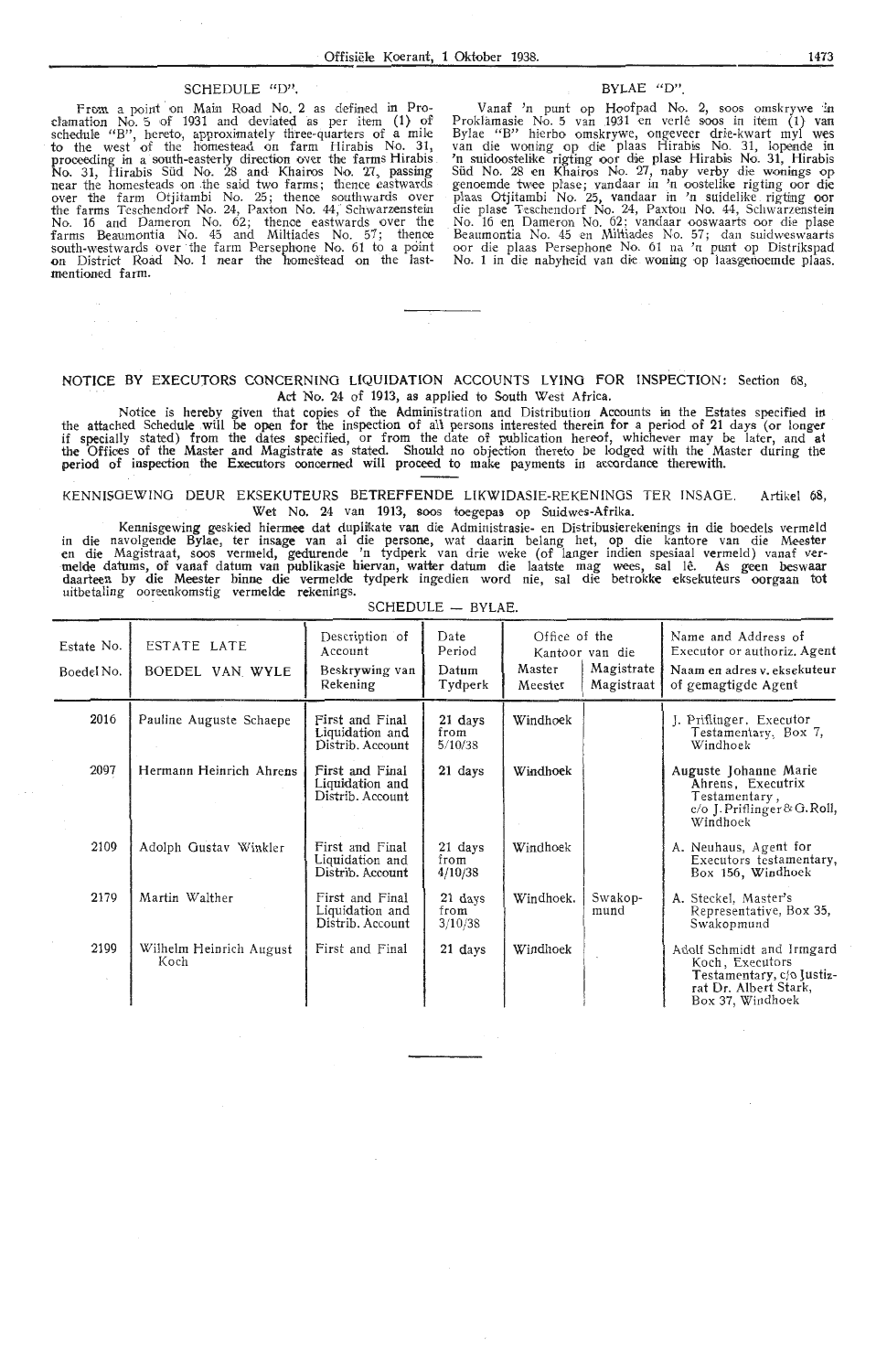## SCHEDULE "D".

From a point on Main Road No. 2 as defined in Proclamation No. 5 of 1931 and deviated as per item (1) of schedule "B", hereto, approximately three-quarters of a mile to the west of the homestead on farm Hirabis No. 31, proceeding in a south-easterly direction over the farms Hirabis No. 31, Hirabis Süd No. 28 and Khairos No. 27, passing near the homesteads on the said two farms; thence eastwards over the farm Otjitambi No. 25; thence southwards over the farms Teschendorf No. 24, Paxton No. 44, Schwarzenstein No. 16 and Dameron No. 62; thence eastwards over the farms Beaumontia No. 45 and Miltiades No. 57; thence south-westwards over the farm Persephone No. 61 to a point on District Road No. 1 near the homestead on the last-mentioned farm.

## BYLAE "D".

Vanaf 'n punt op Hoofpad No. 2, soos omskrywe in Proklamasie No. 5 van 1931 en verlê soos in item (1) van Bylae "B" hierbo omskrywe, ongeveer drie-kwart myl wes van die woning op die plaas Hirabis No. 31, lopende in 'n suidoostelike rigting oor die plase Hirabis No. 31, Hirabis Süd No. 28 en Khairos No. 27, naby verby die wonings op genoemde twee plase; vandaar in 'n oostelike rigting oor die plaas Otjitambi No. 25, vandaar in 'n suidelike rigting oor die plase Teschendorf No. 24, Paxton No. 44, Schwarzenstein No. 16 en Dameron No. 62; vandaar ooswaarts oor die plase Beaumontia No. 45 en Miltiades No. 57; dan suidweswaarts oor die plaas Persephone No. 61 na 'n punt op Distrikspad No. 1 in die nabyheid van die woning op laasgenoemde plaas.

---

## NOTICE BY EXECUTORS CONCERNING LIQUIDATION ACCOUNTS LYING FOR INSPECTION: Section 68, Act No. 24 of 1913, as applied to South West Africa.

**Notice is hereby given that copies of the Administration and Distribution Accounts in the Estates specified in the attached Schedule will be open for the inspection of all persons interested therein for a period of 21 days (or longer if specially stated) from the dates specified, or from the date of publication hereof, whichever may be later, and at the Offices of the Master and Magistrate as stated. Should no objection thereto be lodged with the Master during the period of inspection the Executors concerned will proceed to make payments in accordance therewith.**

## KENNISGEWING DEUR EKSEKUTEURS BETREFFENDE LIKWIDASIE-REKENINGS TER INSAGE. Artikel 68, Wet No. 24 van 1913, soos toegepas op Suidwes-Afrika.

Kennisgewing geskied hiermee dat duplikate van die Administrasie- en Distribusierekenings in die boedels vermeld in die navolgende Bylae, ter insage van al die persone, wat daarin belang het, op die kantore van die Meester en die Magistraat, soos vermeld, gedurende 'n tydperk van drie weke (of langer indien spesiaal vermeld) vanaf vermelde datums, of vanaf datum van publikasie hiervan, watter datum die laatste mag wees, sal lê. As geen beswaar daarteen by die Meester binne die vermelde tydperk ingedien word nie, sal die betrokke eksekuteurs oorgaan tot uitbetaling ooreenkomstig vermelde rekenings.

SCHEDULE — BYLAE.

| Estate No. / Boedel No. | ESTATE LATE / BOEDEL VAN WYLE | Description of Account / Beskrywing van Rekening | Date Period / Datum Tydperk | Office of the / Kantoor van die: Master / Meester | Magistrate / Magistraat | Name and Address of Executor or authoriz. Agent / Naam en adres v. eksekuteur of gemagtigde Agent |
|---|---|---|---|---|---|---|
| 2016 | Pauline Auguste Schaepe | First and Final Liquidation and Distrib. Account | 21 days from 5/10/38 | Windhoek | | J. Priflinger, Executor Testamentary, Box 7, Windhoek |
| 2097 | Hermann Heinrich Ahrens | First and Final Liquidation and Distrib. Account | 21 days | Windhoek | | Auguste Johanne Marie Ahrens, Executrix Testamentary, c/o J. Priflinger & G. Roll, Windhoek |
| 2109 | Adolph Gustav Winkler | First and Final Liquidation and Distrib. Account | 21 days from 4/10/38 | Windhoek | | A. Neuhaus, Agent for Executors testamentary, Box 156, Windhoek |
| 2179 | Martin Walther | First and Final Liquidation and Distrib. Account | 21 days from 3/10/38 | Windhoek. | Swakopmund | A. Steckel, Master's Representative, Box 35, Swakopmund |
| 2199 | Wilhelm Heinrich August Koch | First and Final | 21 days | Windhoek | | Adolf Schmidt and Irmgard Koch, Executors Testamentary, c/o Justizrat Dr. Albert Stark, Box 37, Windhoek |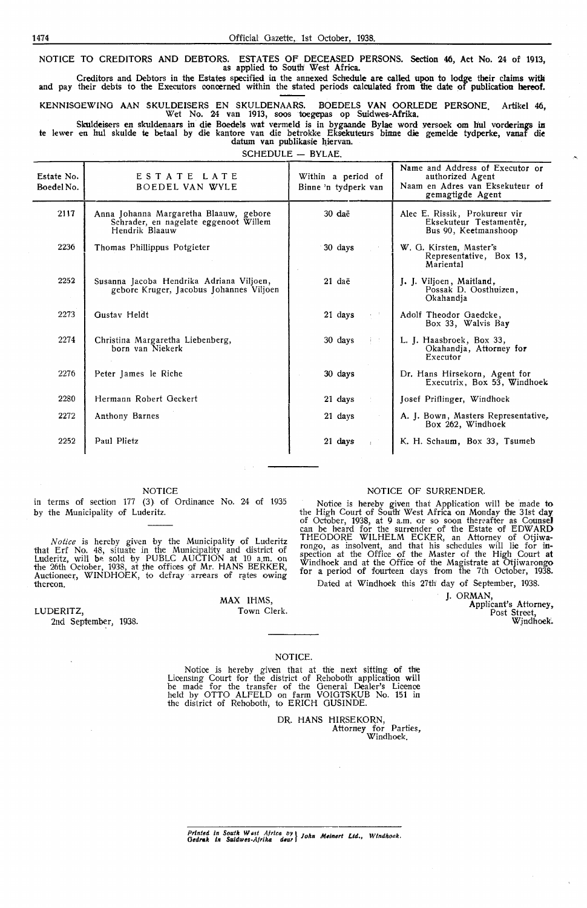NOTICE TO CREDITORS AND DEBTORS. ESTATES OF DECEASED PERSONS. Section 46, Act No. 24 of 1913, as applied to South West Africa.

Creditors and Debtors in the Estates specified in the annexed Schedule are called upon to lodge their claims with and pay their debts to the Executors concerned within the stated periods calculated from the date of publication hereof.

KENNISGEWING AAN SKULDEISERS EN SKULDENAARS. BOEDELS VAN OORLEDE PERSONE. Artikel 46, Wet No. 24 van 1913, soos toegepas op Suidwes-Afrika.

Skuldeisers en skuldenaars in die Boedels wat vermeld is in bygaande Bylae word versoek om hul vorderings in te lewer en hul skulde te betaal by die kantore van die betrokke Eksekuteurs binne die gemelde tydperke, vanaf die datum van publikasie hiervan.

SCHEDULE — BYLAE.

| Estate No. Boedel No. | ESTATE LATE BOEDEL VAN WYLE | Within a period of Binne 'n tydperk van | Name and Address of Executor or authorized Agent Naam en Adres van Eksekuteur of gemagtigde Agent |
|---|---|---|---|
| 2117 | Anna Johanna Margaretha Blaauw, gebore Schrader, en nagelate eggenoot Willem Hendrik Blaauw | 30 daë | Alec E. Rissik, Prokureur vir Eksekuteur Testamentêr, Bus 90, Keetmanshoop |
| 2236 | Thomas Phillippus Potgieter | 30 days | W. G. Kirsten, Master's Representative, Box 13, Mariental |
| 2252 | Susanna Jacoba Hendrika Adriana Viljoen, gebore Kruger, Jacobus Johannes Viljoen | 21 daë | J. J. Viljoen, Maitland, Possak D. Oosthuizen, Okahandja |
| 2273 | Gustav Heldt | 21 days | Adolf Theodor Gaedcke, Box 33, Walvis Bay |
| 2274 | Christina Margaretha Liebenberg, born van Niekerk | 30 days | L. J. Haasbroek, Box 33, Okahandja, Attorney for Executor |
| 2276 | Peter James le Riche | 30 days | Dr. Hans Hirsekorn, Agent for Executrix, Box 53, Windhoek |
| 2280 | Hermann Robert Geckert | 21 days | Josef Priflinger, Windhoek |
| 2272 | Anthony Barnes | 21 days | A. J. Bown, Masters Representative, Box 262, Windhoek |
| 2252 | Paul Plietz | 21 days | K. H. Schaum, Box 33, Tsumeb |

NOTICE

in terms of section 177 (3) of Ordinance No. 24 of 1935 by the Municipality of Luderitz.

*Notice* is hereby given by the Municipality of Luderitz that Erf No. 48, situate in the Municipality and district of Luderitz, will be sold by PUBLC AUCTION at 10 a.m. on the 26th October, 1938, at the offices of Mr. HANS BERKER, Auctioneer, WINDHOEK, to defray arrears of rates owing thereon.

MAX IHMS,
Town Clerk.

LUDERITZ,
2nd September, 1938.

NOTICE OF SURRENDER.

Notice is hereby given that Application will be made to the High Court of South West Africa on Monday the 31st day of October, 1938, at 9 a.m. or so soon thereafter as Counsel can be heard for the surrender of the Estate of EDWARD THEODORE WILHELM ECKER, an Attorney of Otjiwarongo, as insolvent, and that his schedules will lie for inspection at the Office of the Master of the High Court at Windhoek and at the Office of the Magistrate at Otjiwarongo for a period of fourteen days from the 7th October, 1938.

Dated at Windhoek this 27th day of September, 1938.

J. ORMAN,
Applicant's Attorney,
Post Street,
Windhoek.

NOTICE.

Notice is hereby given that at the next sitting of the Licensing Court for the district of Rehoboth application will be made for the transfer of the General Dealer's Licence held by OTTO ALFELD on farm VOIGTSKUB No. 151 in the district of Rehoboth, to ERICH GUSINDE.

DR. HANS HIRSEKORN,
Attorney for Parties,
Windhoek.

*Printed in South West Africa by / Gedruk in Suidwes-Afrika deur John Meinert Ltd., Windhoek.*